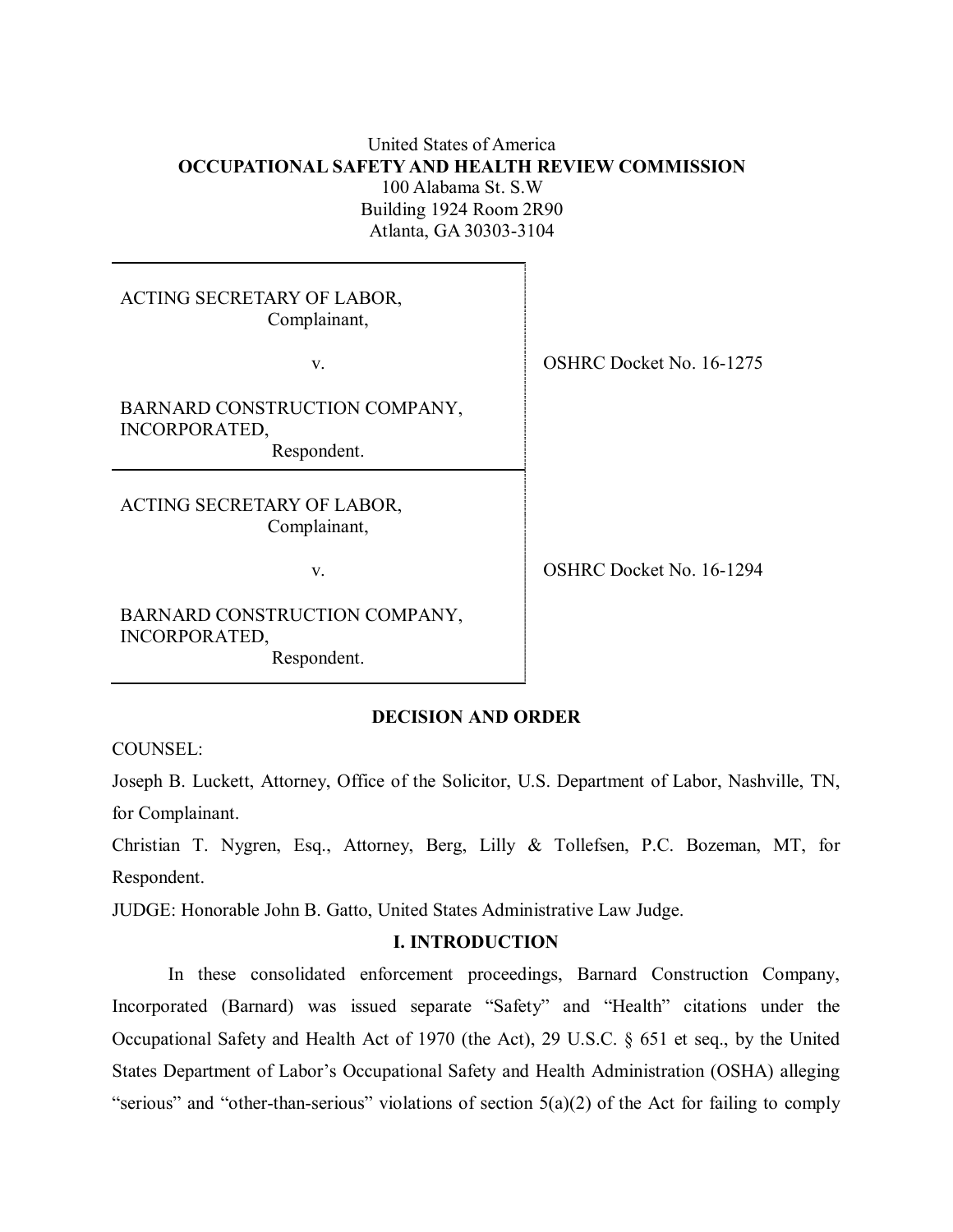United States of America

**OCCUPATIONAL SAFETY AND HEALTH REVIEW COMMISSION**

100 Alabama St. S.W

Building 1924 Room 2R90

Atlanta, GA 30303-3104

| | |
|---|---|
| ACTING SECRETARY OF LABOR, Complainant, v. BARNARD CONSTRUCTION COMPANY, INCORPORATED, Respondent. | OSHRC Docket No. 16-1275 |
| ACTING SECRETARY OF LABOR, Complainant, v. BARNARD CONSTRUCTION COMPANY, INCORPORATED, Respondent. | OSHRC Docket No. 16-1294 |

**DECISION AND ORDER**

COUNSEL:

Joseph B. Luckett, Attorney, Office of the Solicitor, U.S. Department of Labor, Nashville, TN, for Complainant.

Christian T. Nygren, Esq., Attorney, Berg, Lilly & Tollefsen, P.C. Bozeman, MT, for Respondent.

JUDGE: Honorable John B. Gatto, United States Administrative Law Judge.

## I. INTRODUCTION

In these consolidated enforcement proceedings, Barnard Construction Company, Incorporated (Barnard) was issued separate "Safety" and "Health" citations under the Occupational Safety and Health Act of 1970 (the Act), 29 U.S.C. § 651 et seq., by the United States Department of Labor's Occupational Safety and Health Administration (OSHA) alleging "serious" and "other-than-serious" violations of section 5(a)(2) of the Act for failing to comply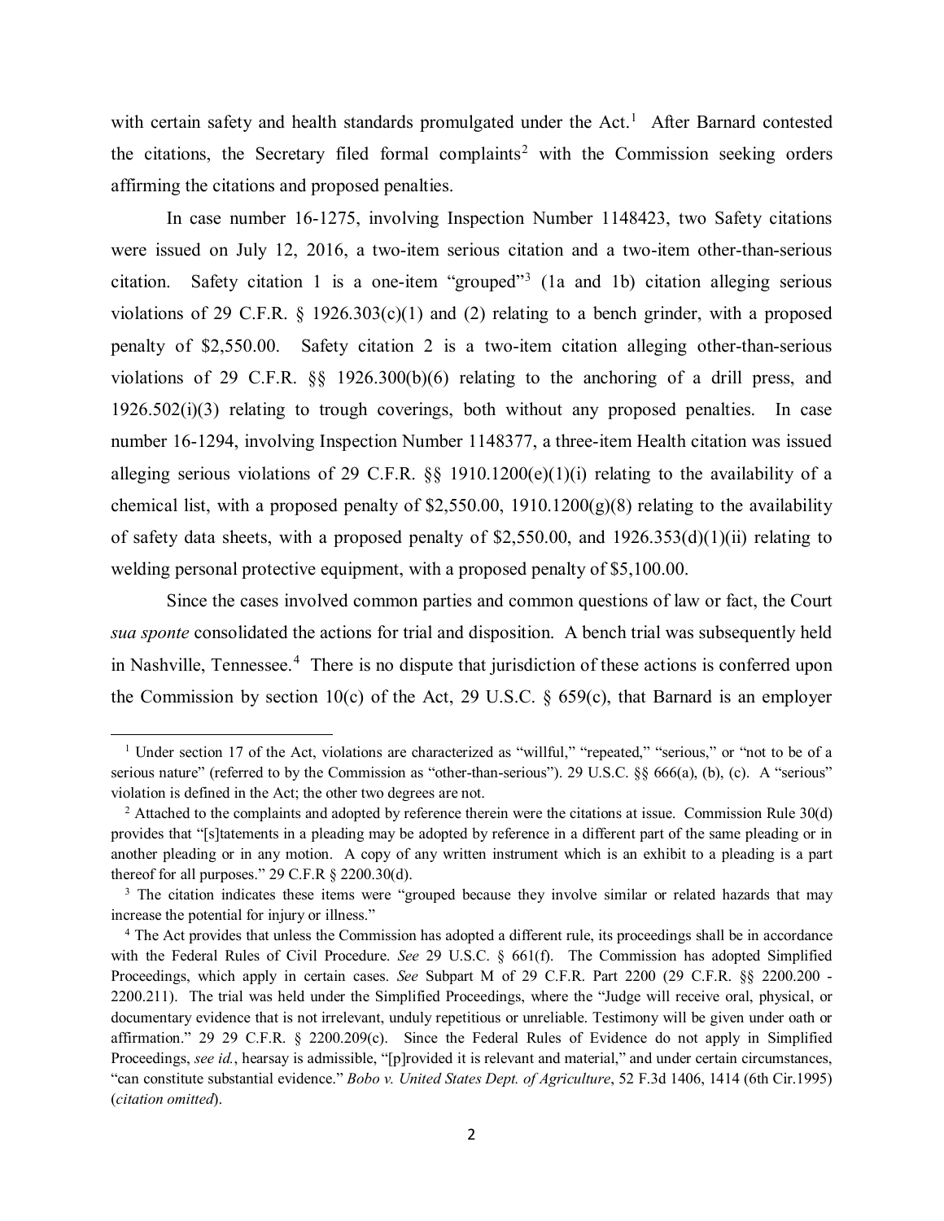with certain safety and health standards promulgated under the Act.[1] After Barnard contested the citations, the Secretary filed formal complaints[2] with the Commission seeking orders affirming the citations and proposed penalties.

In case number 16-1275, involving Inspection Number 1148423, two Safety citations were issued on July 12, 2016, a two-item serious citation and a two-item other-than-serious citation. Safety citation 1 is a one-item "grouped"[3] (1a and 1b) citation alleging serious violations of 29 C.F.R. § 1926.303(c)(1) and (2) relating to a bench grinder, with a proposed penalty of $2,550.00. Safety citation 2 is a two-item citation alleging other-than-serious violations of 29 C.F.R. §§ 1926.300(b)(6) relating to the anchoring of a drill press, and 1926.502(i)(3) relating to trough coverings, both without any proposed penalties. In case number 16-1294, involving Inspection Number 1148377, a three-item Health citation was issued alleging serious violations of 29 C.F.R. §§ 1910.1200(e)(1)(i) relating to the availability of a chemical list, with a proposed penalty of $2,550.00, 1910.1200(g)(8) relating to the availability of safety data sheets, with a proposed penalty of $2,550.00, and 1926.353(d)(1)(ii) relating to welding personal protective equipment, with a proposed penalty of $5,100.00.

Since the cases involved common parties and common questions of law or fact, the Court *sua sponte* consolidated the actions for trial and disposition. A bench trial was subsequently held in Nashville, Tennessee.[4] There is no dispute that jurisdiction of these actions is conferred upon the Commission by section 10(c) of the Act, 29 U.S.C. § 659(c), that Barnard is an employer

---

[1] Under section 17 of the Act, violations are characterized as "willful," "repeated," "serious," or "not to be of a serious nature" (referred to by the Commission as "other-than-serious"). 29 U.S.C. §§ 666(a), (b), (c). A "serious" violation is defined in the Act; the other two degrees are not.

[2] Attached to the complaints and adopted by reference therein were the citations at issue. Commission Rule 30(d) provides that "[s]tatements in a pleading may be adopted by reference in a different part of the same pleading or in another pleading or in any motion. A copy of any written instrument which is an exhibit to a pleading is a part thereof for all purposes." 29 C.F.R § 2200.30(d).

[3] The citation indicates these items were "grouped because they involve similar or related hazards that may increase the potential for injury or illness."

[4] The Act provides that unless the Commission has adopted a different rule, its proceedings shall be in accordance with the Federal Rules of Civil Procedure. *See* 29 U.S.C. § 661(f). The Commission has adopted Simplified Proceedings, which apply in certain cases. *See* Subpart M of 29 C.F.R. Part 2200 (29 C.F.R. §§ 2200.200 - 2200.211). The trial was held under the Simplified Proceedings, where the "Judge will receive oral, physical, or documentary evidence that is not irrelevant, unduly repetitious or unreliable. Testimony will be given under oath or affirmation." 29 29 C.F.R. § 2200.209(c). Since the Federal Rules of Evidence do not apply in Simplified Proceedings, *see id.*, hearsay is admissible, "[p]rovided it is relevant and material," and under certain circumstances, "can constitute substantial evidence." *Bobo v. United States Dept. of Agriculture*, 52 F.3d 1406, 1414 (6th Cir.1995) (*citation omitted*).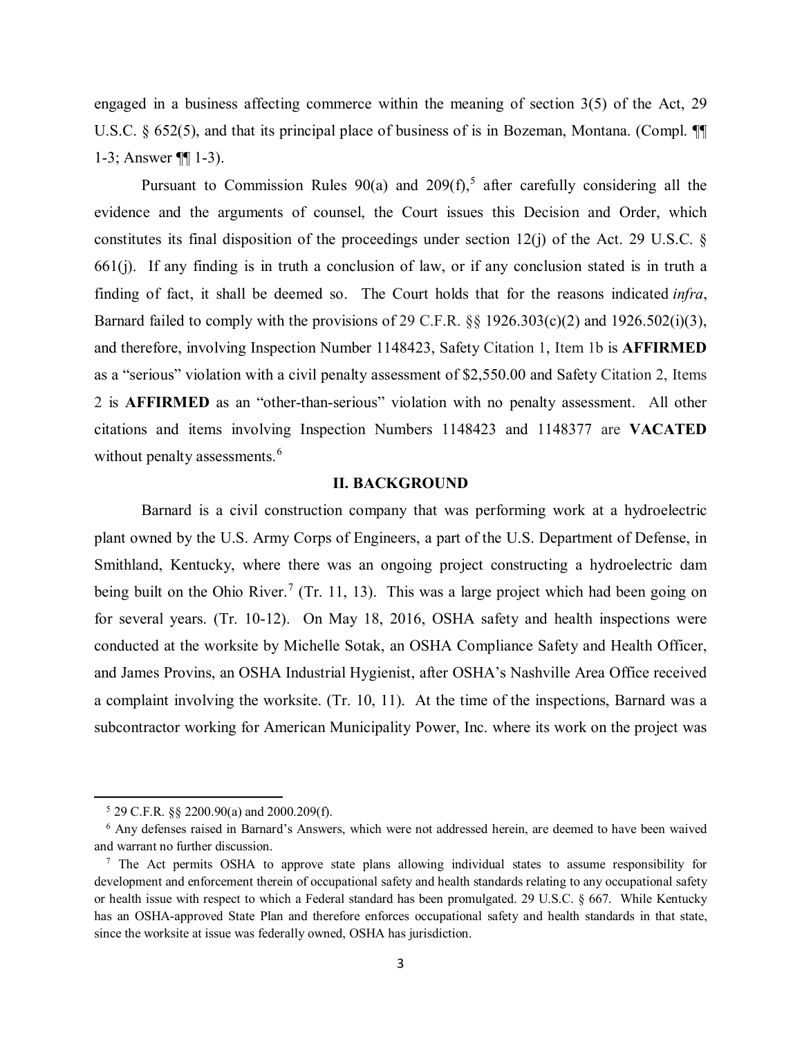engaged in a business affecting commerce within the meaning of section 3(5) of the Act, 29 U.S.C. § 652(5), and that its principal place of business of is in Bozeman, Montana. (Compl. ¶¶ 1-3; Answer ¶¶ 1-3).

Pursuant to Commission Rules 90(a) and 209(f),[5] after carefully considering all the evidence and the arguments of counsel, the Court issues this Decision and Order, which constitutes its final disposition of the proceedings under section 12(j) of the Act. 29 U.S.C. § 661(j). If any finding is in truth a conclusion of law, or if any conclusion stated is in truth a finding of fact, it shall be deemed so. The Court holds that for the reasons indicated *infra*, Barnard failed to comply with the provisions of 29 C.F.R. §§ 1926.303(c)(2) and 1926.502(i)(3), and therefore, involving Inspection Number 1148423, Safety Citation 1, Item 1b is **AFFIRMED** as a "serious" violation with a civil penalty assessment of $2,550.00 and Safety Citation 2, Items 2 is **AFFIRMED** as an "other-than-serious" violation with no penalty assessment. All other citations and items involving Inspection Numbers 1148423 and 1148377 are **VACATED** without penalty assessments.[6]

## II. BACKGROUND

Barnard is a civil construction company that was performing work at a hydroelectric plant owned by the U.S. Army Corps of Engineers, a part of the U.S. Department of Defense, in Smithland, Kentucky, where there was an ongoing project constructing a hydroelectric dam being built on the Ohio River.[7] (Tr. 11, 13). This was a large project which had been going on for several years. (Tr. 10-12). On May 18, 2016, OSHA safety and health inspections were conducted at the worksite by Michelle Sotak, an OSHA Compliance Safety and Health Officer, and James Provins, an OSHA Industrial Hygienist, after OSHA's Nashville Area Office received a complaint involving the worksite. (Tr. 10, 11). At the time of the inspections, Barnard was a subcontractor working for American Municipality Power, Inc. where its work on the project was

---

[5] 29 C.F.R. §§ 2200.90(a) and 2000.209(f).

[6] Any defenses raised in Barnard's Answers, which were not addressed herein, are deemed to have been waived and warrant no further discussion.

[7] The Act permits OSHA to approve state plans allowing individual states to assume responsibility for development and enforcement therein of occupational safety and health standards relating to any occupational safety or health issue with respect to which a Federal standard has been promulgated. 29 U.S.C. § 667. While Kentucky has an OSHA-approved State Plan and therefore enforces occupational safety and health standards in that state, since the worksite at issue was federally owned, OSHA has jurisdiction.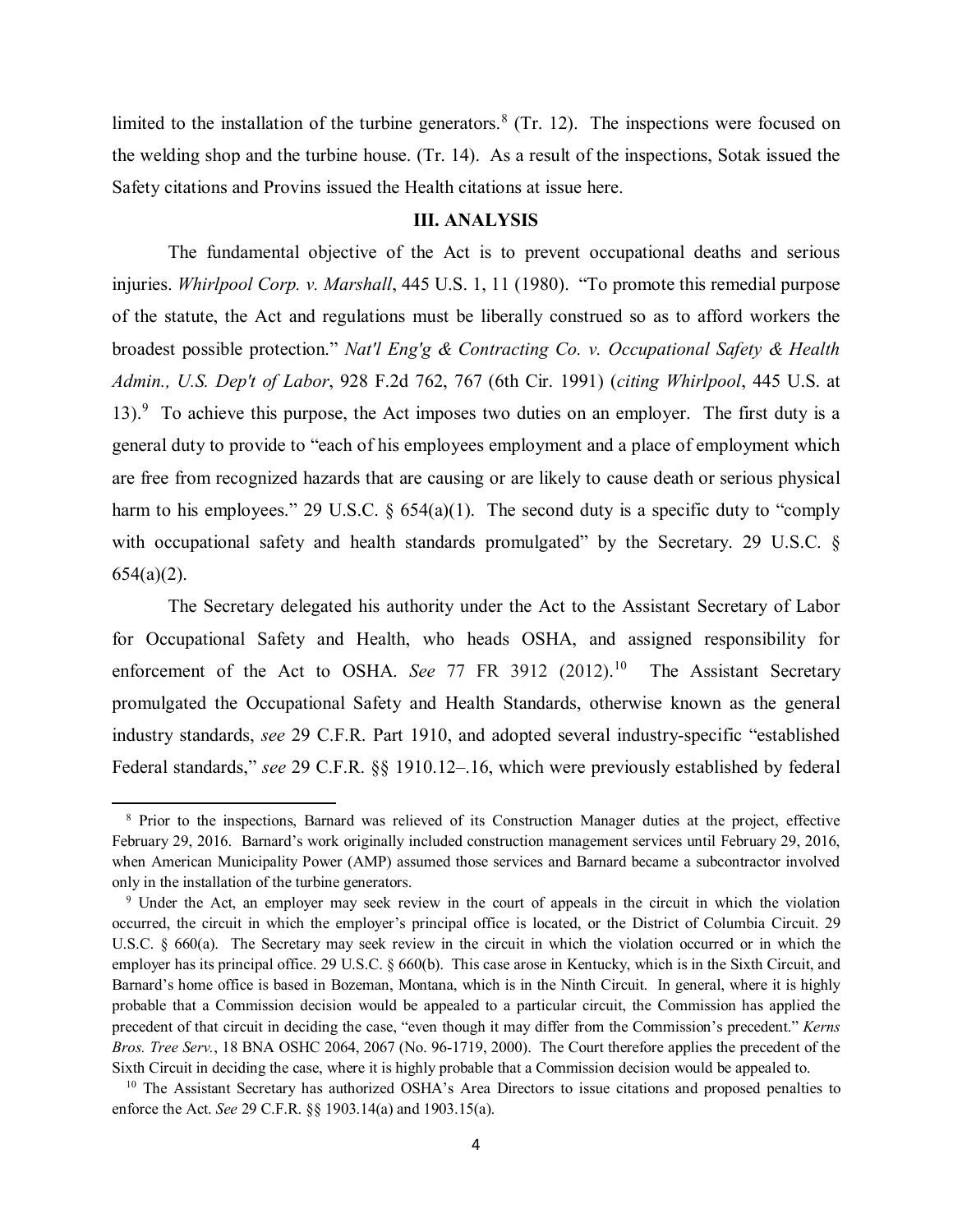limited to the installation of the turbine generators.[8] (Tr. 12). The inspections were focused on the welding shop and the turbine house. (Tr. 14). As a result of the inspections, Sotak issued the Safety citations and Provins issued the Health citations at issue here.

## III. ANALYSIS

The fundamental objective of the Act is to prevent occupational deaths and serious injuries. *Whirlpool Corp. v. Marshall*, 445 U.S. 1, 11 (1980). "To promote this remedial purpose of the statute, the Act and regulations must be liberally construed so as to afford workers the broadest possible protection." *Nat'l Eng'g & Contracting Co. v. Occupational Safety & Health Admin., U.S. Dep't of Labor*, 928 F.2d 762, 767 (6th Cir. 1991) (*citing Whirlpool*, 445 U.S. at 13).[9] To achieve this purpose, the Act imposes two duties on an employer. The first duty is a general duty to provide to "each of his employees employment and a place of employment which are free from recognized hazards that are causing or are likely to cause death or serious physical harm to his employees." 29 U.S.C. § 654(a)(1). The second duty is a specific duty to "comply with occupational safety and health standards promulgated" by the Secretary. 29 U.S.C. § 654(a)(2).

The Secretary delegated his authority under the Act to the Assistant Secretary of Labor for Occupational Safety and Health, who heads OSHA, and assigned responsibility for enforcement of the Act to OSHA. *See* 77 FR 3912 (2012).[10] The Assistant Secretary promulgated the Occupational Safety and Health Standards, otherwise known as the general industry standards, *see* 29 C.F.R. Part 1910, and adopted several industry-specific "established Federal standards," *see* 29 C.F.R. §§ 1910.12–.16, which were previously established by federal

---

[8] Prior to the inspections, Barnard was relieved of its Construction Manager duties at the project, effective February 29, 2016. Barnard's work originally included construction management services until February 29, 2016, when American Municipality Power (AMP) assumed those services and Barnard became a subcontractor involved only in the installation of the turbine generators.

[9] Under the Act, an employer may seek review in the court of appeals in the circuit in which the violation occurred, the circuit in which the employer's principal office is located, or the District of Columbia Circuit. 29 U.S.C. § 660(a). The Secretary may seek review in the circuit in which the violation occurred or in which the employer has its principal office. 29 U.S.C. § 660(b). This case arose in Kentucky, which is in the Sixth Circuit, and Barnard's home office is based in Bozeman, Montana, which is in the Ninth Circuit. In general, where it is highly probable that a Commission decision would be appealed to a particular circuit, the Commission has applied the precedent of that circuit in deciding the case, "even though it may differ from the Commission's precedent." *Kerns Bros. Tree Serv.*, 18 BNA OSHC 2064, 2067 (No. 96-1719, 2000). The Court therefore applies the precedent of the Sixth Circuit in deciding the case, where it is highly probable that a Commission decision would be appealed to.

[10] The Assistant Secretary has authorized OSHA's Area Directors to issue citations and proposed penalties to enforce the Act. *See* 29 C.F.R. §§ 1903.14(a) and 1903.15(a).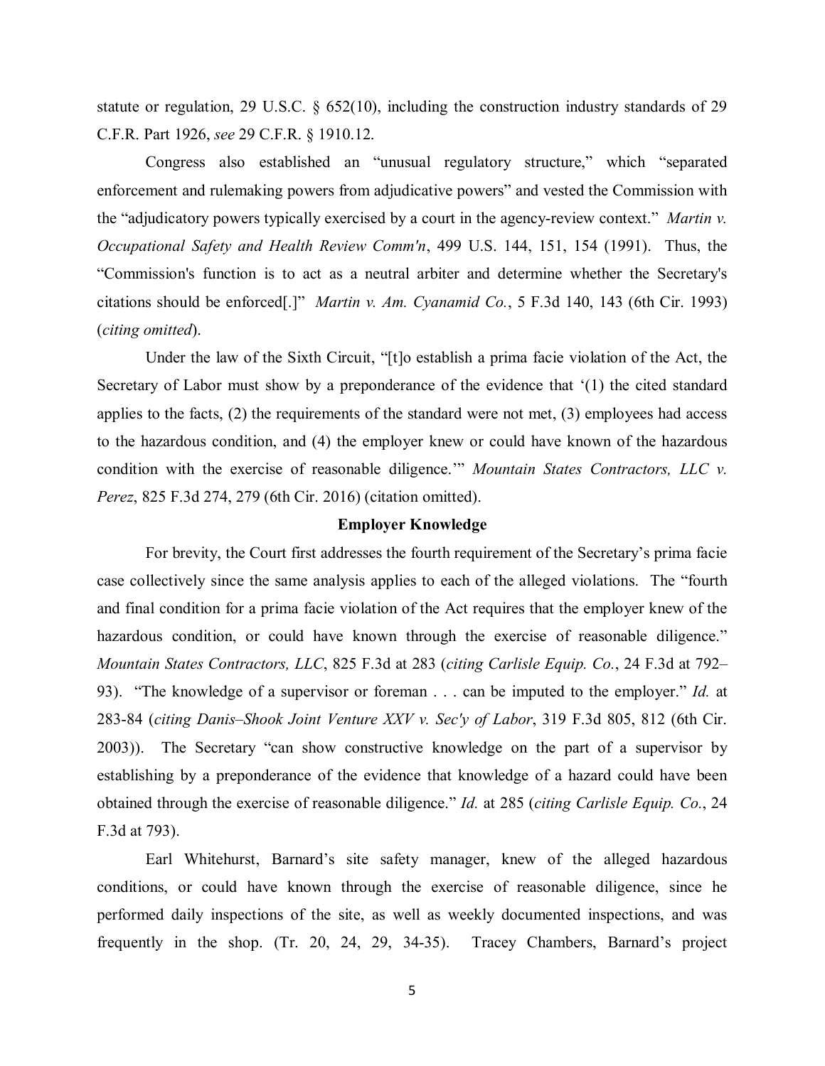statute or regulation, 29 U.S.C. § 652(10), including the construction industry standards of 29 C.F.R. Part 1926, *see* 29 C.F.R. § 1910.12.

Congress also established an "unusual regulatory structure," which "separated enforcement and rulemaking powers from adjudicative powers" and vested the Commission with the "adjudicatory powers typically exercised by a court in the agency-review context." *Martin v. Occupational Safety and Health Review Comm'n*, 499 U.S. 144, 151, 154 (1991). Thus, the "Commission's function is to act as a neutral arbiter and determine whether the Secretary's citations should be enforced[.]" *Martin v. Am. Cyanamid Co.*, 5 F.3d 140, 143 (6th Cir. 1993) (*citing omitted*).

Under the law of the Sixth Circuit, "[t]o establish a prima facie violation of the Act, the Secretary of Labor must show by a preponderance of the evidence that '(1) the cited standard applies to the facts, (2) the requirements of the standard were not met, (3) employees had access to the hazardous condition, and (4) the employer knew or could have known of the hazardous condition with the exercise of reasonable diligence.'" *Mountain States Contractors, LLC v. Perez*, 825 F.3d 274, 279 (6th Cir. 2016) (citation omitted).

**Employer Knowledge**

For brevity, the Court first addresses the fourth requirement of the Secretary's prima facie case collectively since the same analysis applies to each of the alleged violations. The "fourth and final condition for a prima facie violation of the Act requires that the employer knew of the hazardous condition, or could have known through the exercise of reasonable diligence." *Mountain States Contractors, LLC*, 825 F.3d at 283 (*citing Carlisle Equip. Co.*, 24 F.3d at 792–93). "The knowledge of a supervisor or foreman . . . can be imputed to the employer." *Id.* at 283-84 (*citing Danis–Shook Joint Venture XXV v. Sec'y of Labor*, 319 F.3d 805, 812 (6th Cir. 2003)). The Secretary "can show constructive knowledge on the part of a supervisor by establishing by a preponderance of the evidence that knowledge of a hazard could have been obtained through the exercise of reasonable diligence." *Id.* at 285 (*citing Carlisle Equip. Co.*, 24 F.3d at 793).

Earl Whitehurst, Barnard's site safety manager, knew of the alleged hazardous conditions, or could have known through the exercise of reasonable diligence, since he performed daily inspections of the site, as well as weekly documented inspections, and was frequently in the shop. (Tr. 20, 24, 29, 34-35). Tracey Chambers, Barnard's project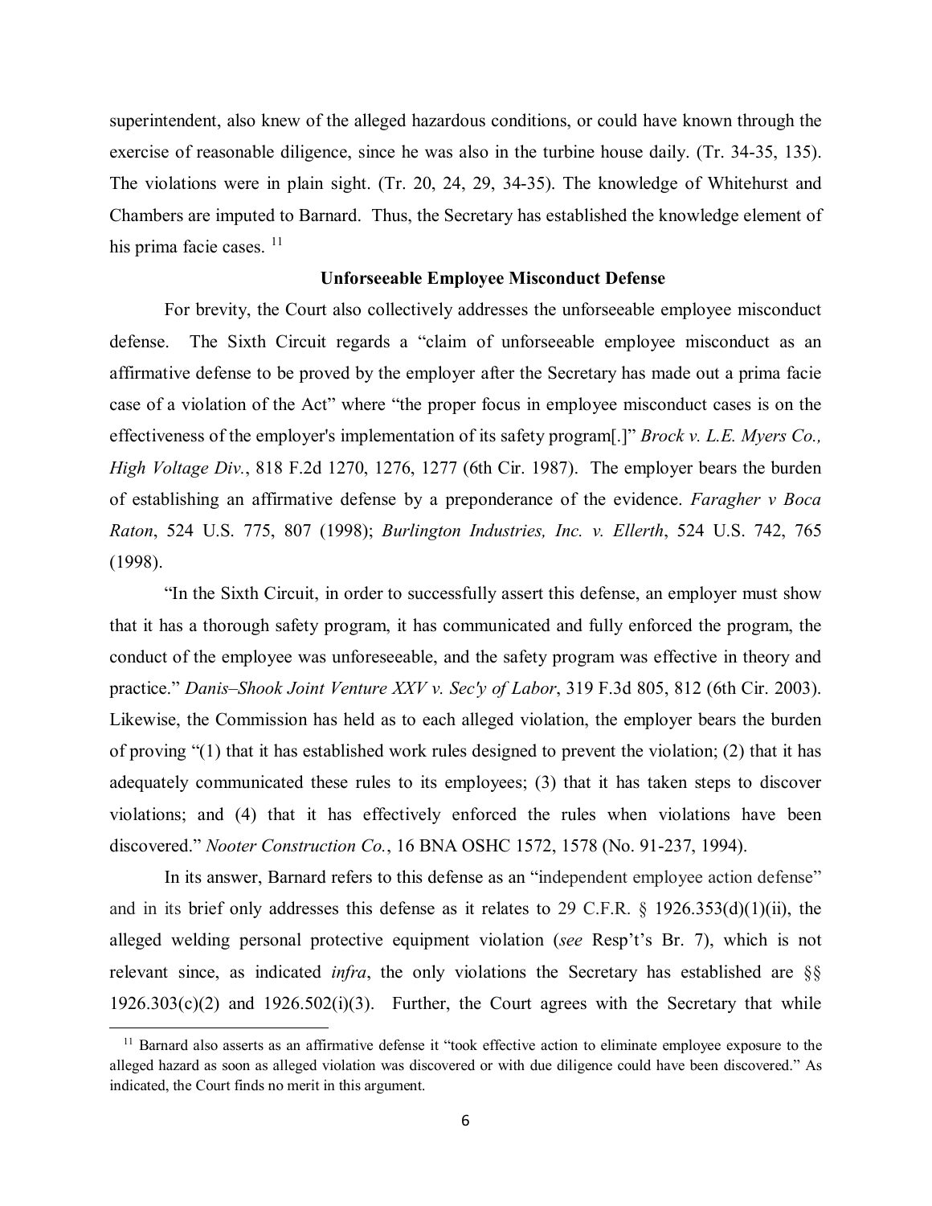superintendent, also knew of the alleged hazardous conditions, or could have known through the exercise of reasonable diligence, since he was also in the turbine house daily. (Tr. 34-35, 135). The violations were in plain sight. (Tr. 20, 24, 29, 34-35). The knowledge of Whitehurst and Chambers are imputed to Barnard. Thus, the Secretary has established the knowledge element of his prima facie cases. [11]

**Unforseeable Employee Misconduct Defense**

For brevity, the Court also collectively addresses the unforseeable employee misconduct defense. The Sixth Circuit regards a "claim of unforseeable employee misconduct as an affirmative defense to be proved by the employer after the Secretary has made out a prima facie case of a violation of the Act" where "the proper focus in employee misconduct cases is on the effectiveness of the employer's implementation of its safety program[.]" *Brock v. L.E. Myers Co., High Voltage Div.*, 818 F.2d 1270, 1276, 1277 (6th Cir. 1987). The employer bears the burden of establishing an affirmative defense by a preponderance of the evidence. *Faragher v Boca Raton*, 524 U.S. 775, 807 (1998); *Burlington Industries, Inc. v. Ellerth*, 524 U.S. 742, 765 (1998).

"In the Sixth Circuit, in order to successfully assert this defense, an employer must show that it has a thorough safety program, it has communicated and fully enforced the program, the conduct of the employee was unforeseeable, and the safety program was effective in theory and practice." *Danis–Shook Joint Venture XXV v. Sec'y of Labor*, 319 F.3d 805, 812 (6th Cir. 2003). Likewise, the Commission has held as to each alleged violation, the employer bears the burden of proving "(1) that it has established work rules designed to prevent the violation; (2) that it has adequately communicated these rules to its employees; (3) that it has taken steps to discover violations; and (4) that it has effectively enforced the rules when violations have been discovered." *Nooter Construction Co.*, 16 BNA OSHC 1572, 1578 (No. 91-237, 1994).

In its answer, Barnard refers to this defense as an "independent employee action defense" and in its brief only addresses this defense as it relates to 29 C.F.R. § 1926.353(d)(1)(ii), the alleged welding personal protective equipment violation (*see* Resp't's Br. 7), which is not relevant since, as indicated *infra*, the only violations the Secretary has established are §§ 1926.303(c)(2) and 1926.502(i)(3). Further, the Court agrees with the Secretary that while

[11] Barnard also asserts as an affirmative defense it "took effective action to eliminate employee exposure to the alleged hazard as soon as alleged violation was discovered or with due diligence could have been discovered." As indicated, the Court finds no merit in this argument.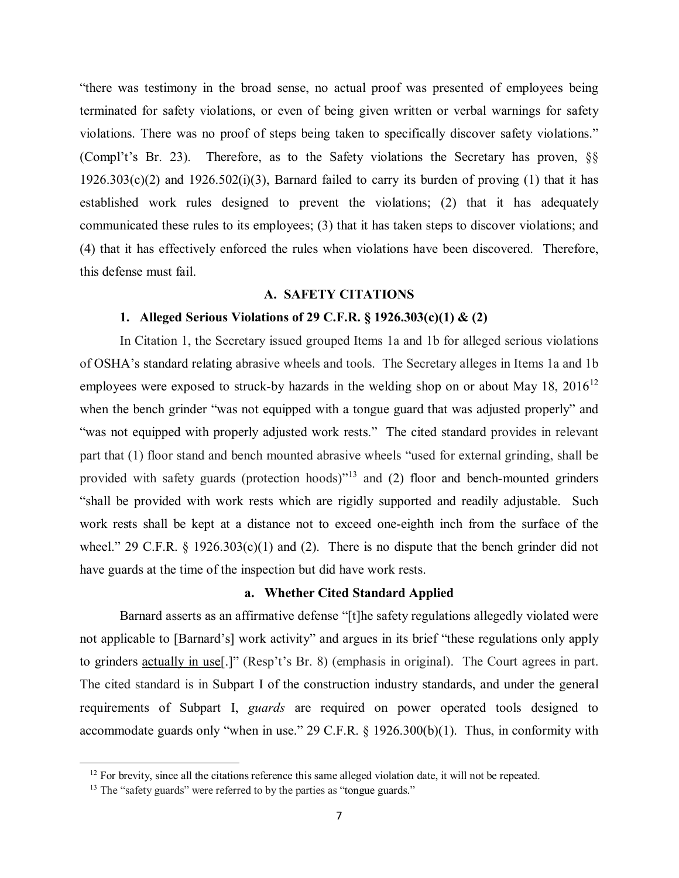"there was testimony in the broad sense, no actual proof was presented of employees being terminated for safety violations, or even of being given written or verbal warnings for safety violations. There was no proof of steps being taken to specifically discover safety violations." (Compl't's Br. 23). Therefore, as to the Safety violations the Secretary has proven, §§ 1926.303(c)(2) and 1926.502(i)(3), Barnard failed to carry its burden of proving (1) that it has established work rules designed to prevent the violations; (2) that it has adequately communicated these rules to its employees; (3) that it has taken steps to discover violations; and (4) that it has effectively enforced the rules when violations have been discovered. Therefore, this defense must fail.

## A. SAFETY CITATIONS

### 1. Alleged Serious Violations of 29 C.F.R. § 1926.303(c)(1) & (2)

In Citation 1, the Secretary issued grouped Items 1a and 1b for alleged serious violations of OSHA's standard relating abrasive wheels and tools. The Secretary alleges in Items 1a and 1b employees were exposed to struck-by hazards in the welding shop on or about May 18, 2016[12] when the bench grinder "was not equipped with a tongue guard that was adjusted properly" and "was not equipped with properly adjusted work rests." The cited standard provides in relevant part that (1) floor stand and bench mounted abrasive wheels "used for external grinding, shall be provided with safety guards (protection hoods)"[13] and (2) floor and bench-mounted grinders "shall be provided with work rests which are rigidly supported and readily adjustable. Such work rests shall be kept at a distance not to exceed one-eighth inch from the surface of the wheel." 29 C.F.R. § 1926.303(c)(1) and (2). There is no dispute that the bench grinder did not have guards at the time of the inspection but did have work rests.

#### a. Whether Cited Standard Applied

Barnard asserts as an affirmative defense "[t]he safety regulations allegedly violated were not applicable to [Barnard's] work activity" and argues in its brief "these regulations only apply to grinders <u>actually in use</u>[.]" (Resp't's Br. 8) (emphasis in original). The Court agrees in part. The cited standard is in Subpart I of the construction industry standards, and under the general requirements of Subpart I, *guards* are required on power operated tools designed to accommodate guards only "when in use." 29 C.F.R. § 1926.300(b)(1). Thus, in conformity with

[12] For brevity, since all the citations reference this same alleged violation date, it will not be repeated.

[13] The "safety guards" were referred to by the parties as "tongue guards."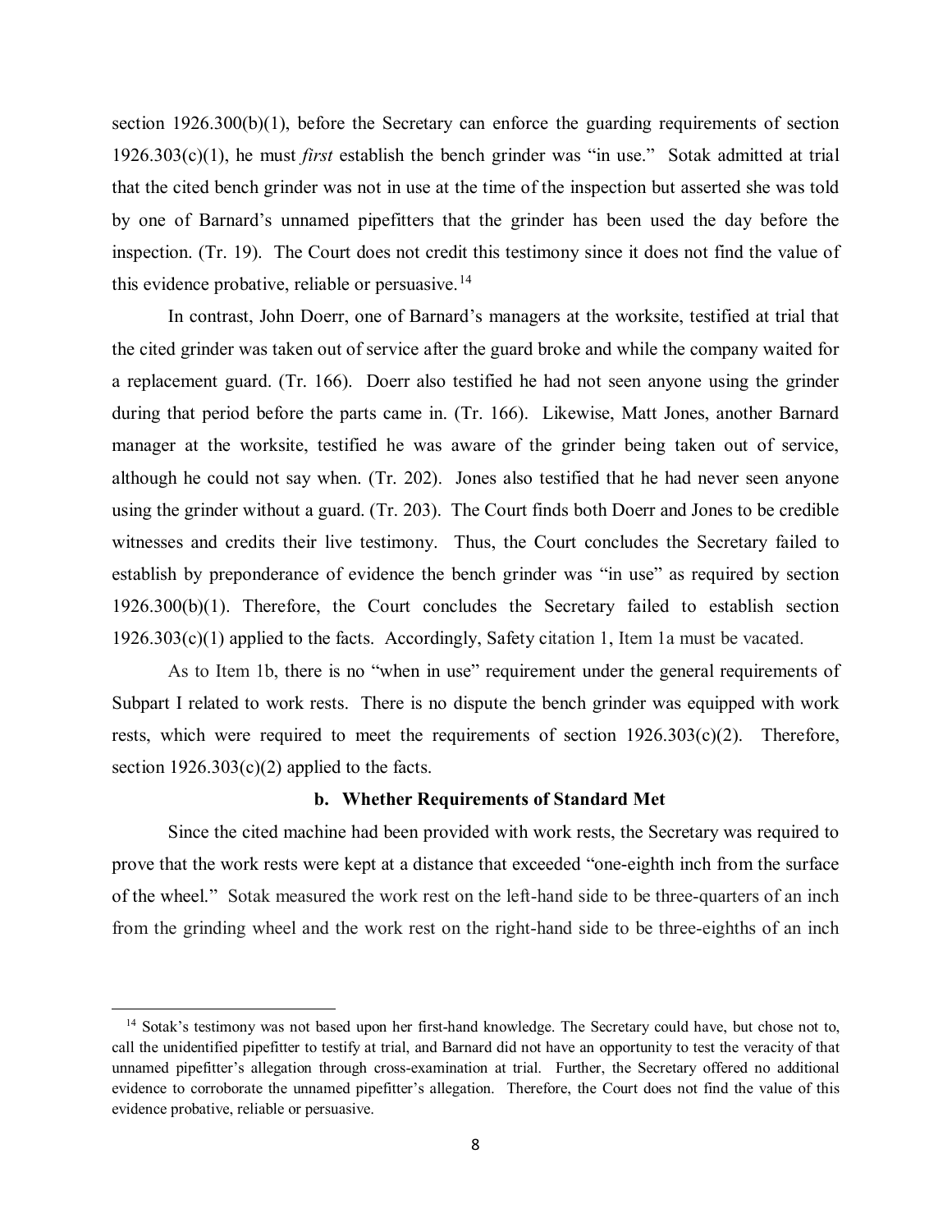section 1926.300(b)(1), before the Secretary can enforce the guarding requirements of section 1926.303(c)(1), he must *first* establish the bench grinder was "in use." Sotak admitted at trial that the cited bench grinder was not in use at the time of the inspection but asserted she was told by one of Barnard's unnamed pipefitters that the grinder has been used the day before the inspection. (Tr. 19). The Court does not credit this testimony since it does not find the value of this evidence probative, reliable or persuasive.[14]

In contrast, John Doerr, one of Barnard's managers at the worksite, testified at trial that the cited grinder was taken out of service after the guard broke and while the company waited for a replacement guard. (Tr. 166). Doerr also testified he had not seen anyone using the grinder during that period before the parts came in. (Tr. 166). Likewise, Matt Jones, another Barnard manager at the worksite, testified he was aware of the grinder being taken out of service, although he could not say when. (Tr. 202). Jones also testified that he had never seen anyone using the grinder without a guard. (Tr. 203). The Court finds both Doerr and Jones to be credible witnesses and credits their live testimony. Thus, the Court concludes the Secretary failed to establish by preponderance of evidence the bench grinder was "in use" as required by section 1926.300(b)(1). Therefore, the Court concludes the Secretary failed to establish section 1926.303(c)(1) applied to the facts. Accordingly, Safety citation 1, Item 1a must be vacated.

As to Item 1b, there is no "when in use" requirement under the general requirements of Subpart I related to work rests. There is no dispute the bench grinder was equipped with work rests, which were required to meet the requirements of section 1926.303(c)(2). Therefore, section 1926.303(c)(2) applied to the facts.

**b. Whether Requirements of Standard Met**

Since the cited machine had been provided with work rests, the Secretary was required to prove that the work rests were kept at a distance that exceeded "one-eighth inch from the surface of the wheel." Sotak measured the work rest on the left-hand side to be three-quarters of an inch from the grinding wheel and the work rest on the right-hand side to be three-eighths of an inch

---

[14] Sotak's testimony was not based upon her first-hand knowledge. The Secretary could have, but chose not to, call the unidentified pipefitter to testify at trial, and Barnard did not have an opportunity to test the veracity of that unnamed pipefitter's allegation through cross-examination at trial. Further, the Secretary offered no additional evidence to corroborate the unnamed pipefitter's allegation. Therefore, the Court does not find the value of this evidence probative, reliable or persuasive.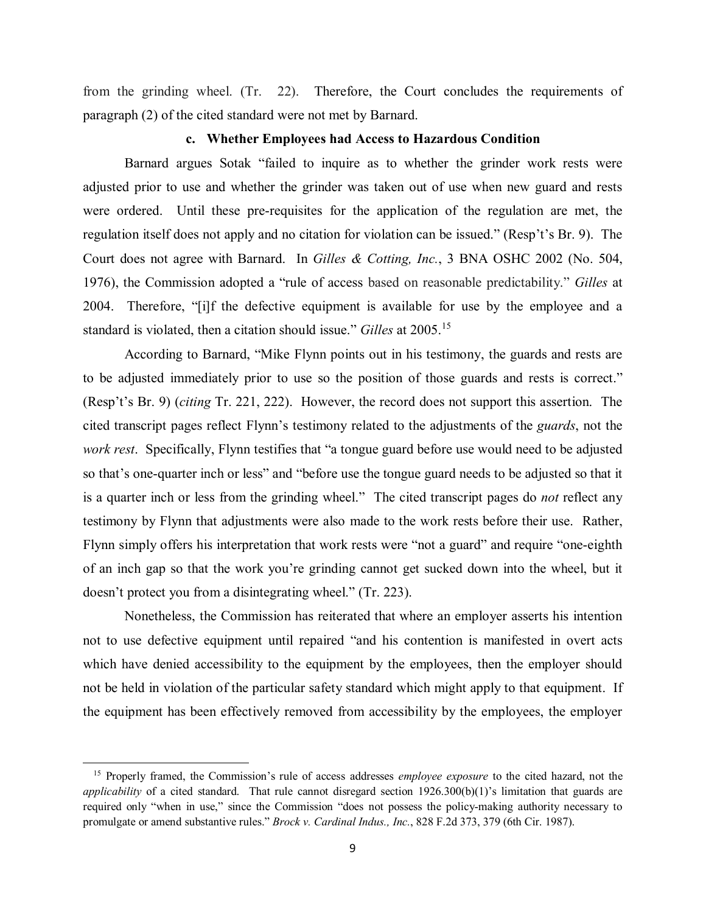from the grinding wheel. (Tr. 22). Therefore, the Court concludes the requirements of paragraph (2) of the cited standard were not met by Barnard.

### c. Whether Employees had Access to Hazardous Condition

Barnard argues Sotak "failed to inquire as to whether the grinder work rests were adjusted prior to use and whether the grinder was taken out of use when new guard and rests were ordered. Until these pre-requisites for the application of the regulation are met, the regulation itself does not apply and no citation for violation can be issued." (Resp't's Br. 9). The Court does not agree with Barnard. In *Gilles & Cotting, Inc.*, 3 BNA OSHC 2002 (No. 504, 1976), the Commission adopted a "rule of access based on reasonable predictability." *Gilles* at 2004. Therefore, "[i]f the defective equipment is available for use by the employee and a standard is violated, then a citation should issue." *Gilles* at 2005.[15]

According to Barnard, "Mike Flynn points out in his testimony, the guards and rests are to be adjusted immediately prior to use so the position of those guards and rests is correct." (Resp't's Br. 9) (*citing* Tr. 221, 222). However, the record does not support this assertion. The cited transcript pages reflect Flynn's testimony related to the adjustments of the *guards*, not the *work rest*. Specifically, Flynn testifies that "a tongue guard before use would need to be adjusted so that's one-quarter inch or less" and "before use the tongue guard needs to be adjusted so that it is a quarter inch or less from the grinding wheel." The cited transcript pages do *not* reflect any testimony by Flynn that adjustments were also made to the work rests before their use. Rather, Flynn simply offers his interpretation that work rests were "not a guard" and require "one-eighth of an inch gap so that the work you're grinding cannot get sucked down into the wheel, but it doesn't protect you from a disintegrating wheel." (Tr. 223).

Nonetheless, the Commission has reiterated that where an employer asserts his intention not to use defective equipment until repaired "and his contention is manifested in overt acts which have denied accessibility to the equipment by the employees, then the employer should not be held in violation of the particular safety standard which might apply to that equipment. If the equipment has been effectively removed from accessibility by the employees, the employer

---

[15] Properly framed, the Commission's rule of access addresses *employee exposure* to the cited hazard, not the *applicability* of a cited standard. That rule cannot disregard section 1926.300(b)(1)'s limitation that guards are required only "when in use," since the Commission "does not possess the policy-making authority necessary to promulgate or amend substantive rules." *Brock v. Cardinal Indus., Inc.*, 828 F.2d 373, 379 (6th Cir. 1987).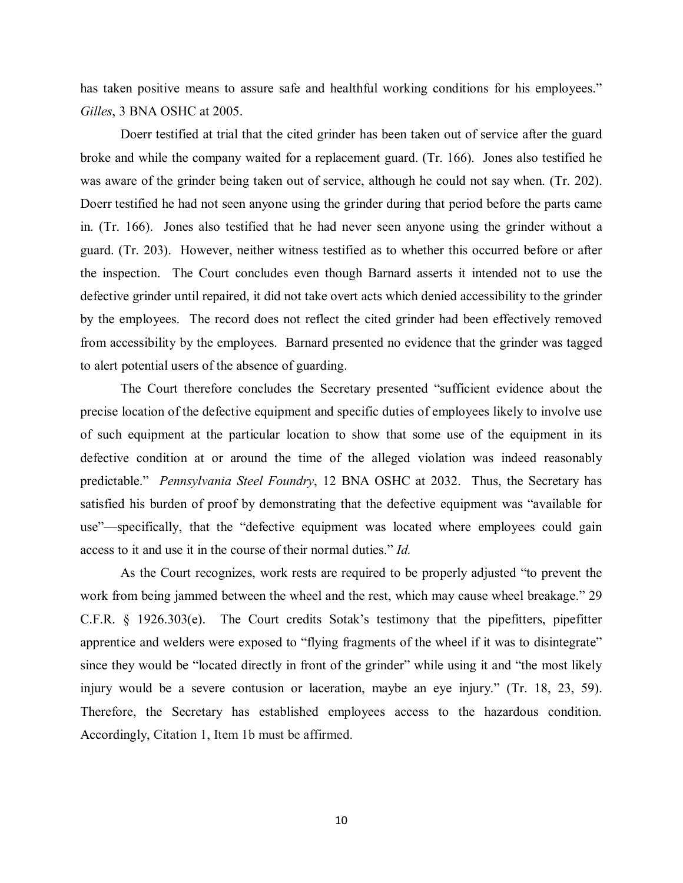has taken positive means to assure safe and healthful working conditions for his employees." *Gilles*, 3 BNA OSHC at 2005.

Doerr testified at trial that the cited grinder has been taken out of service after the guard broke and while the company waited for a replacement guard. (Tr. 166). Jones also testified he was aware of the grinder being taken out of service, although he could not say when. (Tr. 202). Doerr testified he had not seen anyone using the grinder during that period before the parts came in. (Tr. 166). Jones also testified that he had never seen anyone using the grinder without a guard. (Tr. 203). However, neither witness testified as to whether this occurred before or after the inspection. The Court concludes even though Barnard asserts it intended not to use the defective grinder until repaired, it did not take overt acts which denied accessibility to the grinder by the employees. The record does not reflect the cited grinder had been effectively removed from accessibility by the employees. Barnard presented no evidence that the grinder was tagged to alert potential users of the absence of guarding.

The Court therefore concludes the Secretary presented "sufficient evidence about the precise location of the defective equipment and specific duties of employees likely to involve use of such equipment at the particular location to show that some use of the equipment in its defective condition at or around the time of the alleged violation was indeed reasonably predictable." *Pennsylvania Steel Foundry*, 12 BNA OSHC at 2032. Thus, the Secretary has satisfied his burden of proof by demonstrating that the defective equipment was "available for use"—specifically, that the "defective equipment was located where employees could gain access to it and use it in the course of their normal duties." *Id.*

As the Court recognizes, work rests are required to be properly adjusted "to prevent the work from being jammed between the wheel and the rest, which may cause wheel breakage." 29 C.F.R. § 1926.303(e). The Court credits Sotak's testimony that the pipefitters, pipefitter apprentice and welders were exposed to "flying fragments of the wheel if it was to disintegrate" since they would be "located directly in front of the grinder" while using it and "the most likely injury would be a severe contusion or laceration, maybe an eye injury." (Tr. 18, 23, 59). Therefore, the Secretary has established employees access to the hazardous condition. Accordingly, Citation 1, Item 1b must be affirmed.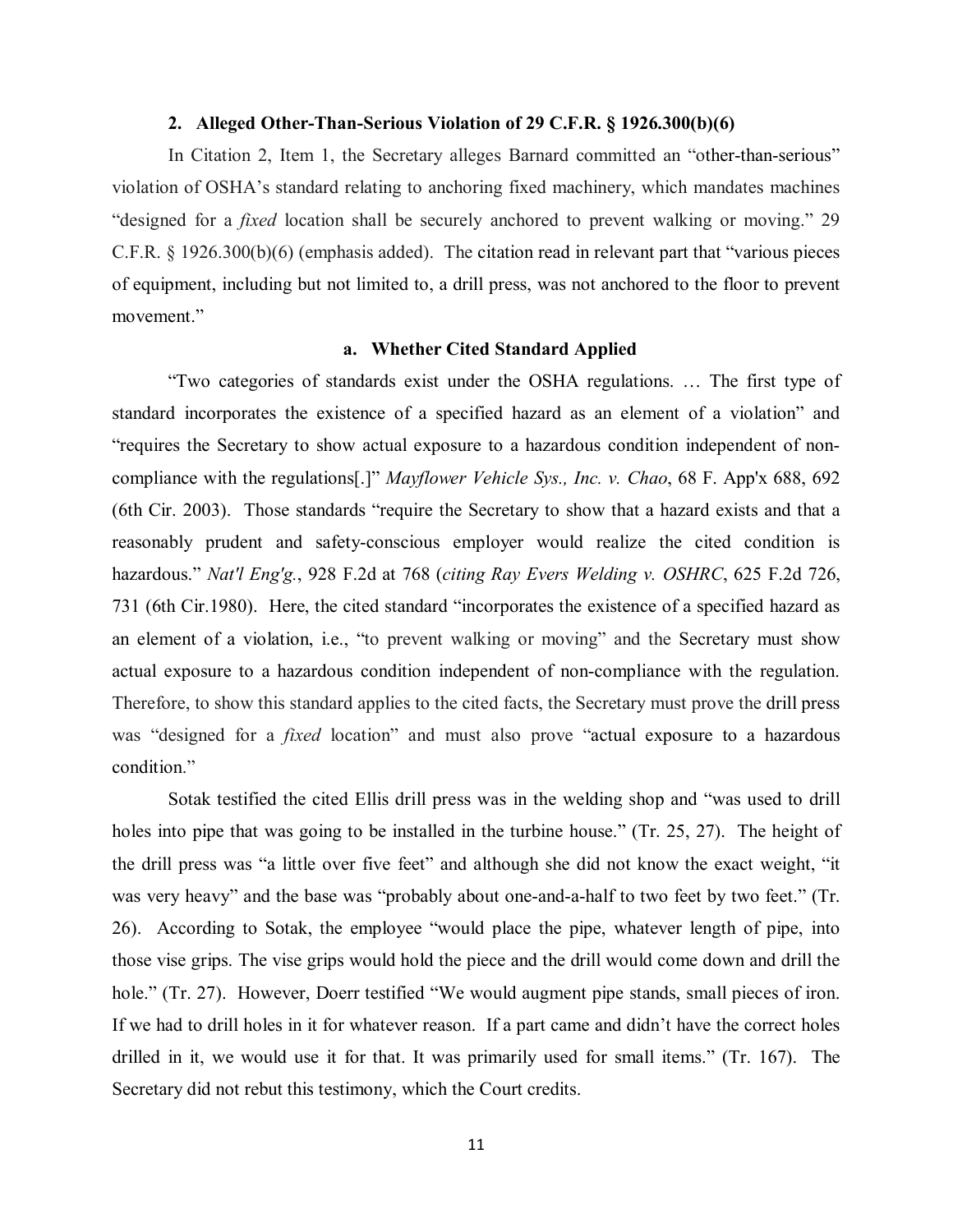### 2. Alleged Other-Than-Serious Violation of 29 C.F.R. § 1926.300(b)(6)

In Citation 2, Item 1, the Secretary alleges Barnard committed an "other-than-serious" violation of OSHA's standard relating to anchoring fixed machinery, which mandates machines "designed for a *fixed* location shall be securely anchored to prevent walking or moving." 29 C.F.R. § 1926.300(b)(6) (emphasis added). The citation read in relevant part that "various pieces of equipment, including but not limited to, a drill press, was not anchored to the floor to prevent movement."

#### a. Whether Cited Standard Applied

"Two categories of standards exist under the OSHA regulations. … The first type of standard incorporates the existence of a specified hazard as an element of a violation" and "requires the Secretary to show actual exposure to a hazardous condition independent of non-compliance with the regulations[.]" *Mayflower Vehicle Sys., Inc. v. Chao*, 68 F. App'x 688, 692 (6th Cir. 2003). Those standards "require the Secretary to show that a hazard exists and that a reasonably prudent and safety-conscious employer would realize the cited condition is hazardous." *Nat'l Eng'g.*, 928 F.2d at 768 (*citing Ray Evers Welding v. OSHRC*, 625 F.2d 726, 731 (6th Cir.1980). Here, the cited standard "incorporates the existence of a specified hazard as an element of a violation, i.e., "to prevent walking or moving" and the Secretary must show actual exposure to a hazardous condition independent of non-compliance with the regulation. Therefore, to show this standard applies to the cited facts, the Secretary must prove the drill press was "designed for a *fixed* location" and must also prove "actual exposure to a hazardous condition."

Sotak testified the cited Ellis drill press was in the welding shop and "was used to drill holes into pipe that was going to be installed in the turbine house." (Tr. 25, 27). The height of the drill press was "a little over five feet" and although she did not know the exact weight, "it was very heavy" and the base was "probably about one-and-a-half to two feet by two feet." (Tr. 26). According to Sotak, the employee "would place the pipe, whatever length of pipe, into those vise grips. The vise grips would hold the piece and the drill would come down and drill the hole." (Tr. 27). However, Doerr testified "We would augment pipe stands, small pieces of iron. If we had to drill holes in it for whatever reason. If a part came and didn't have the correct holes drilled in it, we would use it for that. It was primarily used for small items." (Tr. 167). The Secretary did not rebut this testimony, which the Court credits.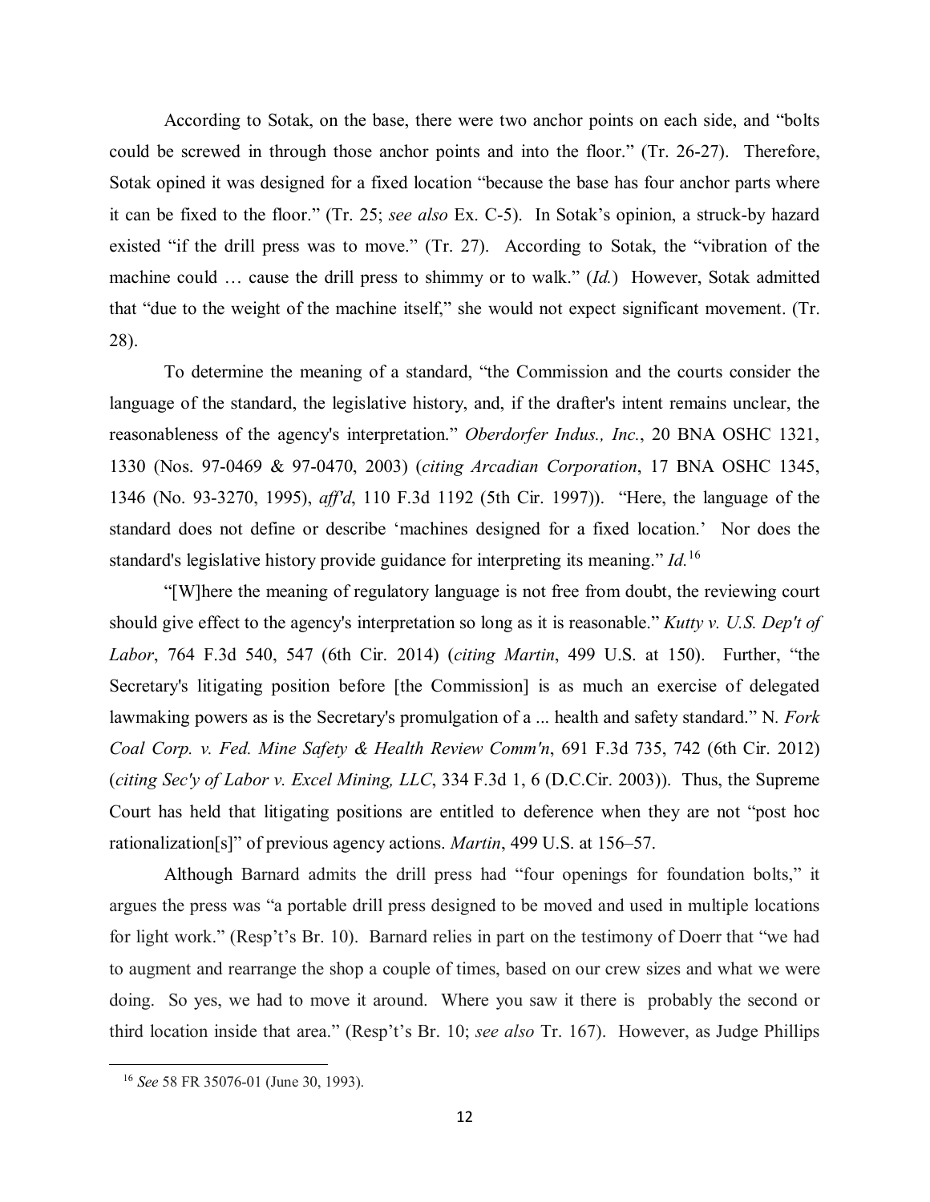According to Sotak, on the base, there were two anchor points on each side, and "bolts could be screwed in through those anchor points and into the floor." (Tr. 26-27). Therefore, Sotak opined it was designed for a fixed location "because the base has four anchor parts where it can be fixed to the floor." (Tr. 25; *see also* Ex. C-5). In Sotak's opinion, a struck-by hazard existed "if the drill press was to move." (Tr. 27). According to Sotak, the "vibration of the machine could … cause the drill press to shimmy or to walk." (*Id.*) However, Sotak admitted that "due to the weight of the machine itself," she would not expect significant movement. (Tr. 28).

To determine the meaning of a standard, "the Commission and the courts consider the language of the standard, the legislative history, and, if the drafter's intent remains unclear, the reasonableness of the agency's interpretation." *Oberdorfer Indus., Inc.*, 20 BNA OSHC 1321, 1330 (Nos. 97-0469 & 97-0470, 2003) (*citing Arcadian Corporation*, 17 BNA OSHC 1345, 1346 (No. 93-3270, 1995), *aff'd*, 110 F.3d 1192 (5th Cir. 1997)). "Here, the language of the standard does not define or describe 'machines designed for a fixed location.' Nor does the standard's legislative history provide guidance for interpreting its meaning." *Id.*[16]

"[W]here the meaning of regulatory language is not free from doubt, the reviewing court should give effect to the agency's interpretation so long as it is reasonable." *Kutty v. U.S. Dep't of Labor*, 764 F.3d 540, 547 (6th Cir. 2014) (*citing Martin*, 499 U.S. at 150). Further, "the Secretary's litigating position before [the Commission] is as much an exercise of delegated lawmaking powers as is the Secretary's promulgation of a ... health and safety standard." N. *Fork Coal Corp. v. Fed. Mine Safety & Health Review Comm'n*, 691 F.3d 735, 742 (6th Cir. 2012) (*citing Sec'y of Labor v. Excel Mining, LLC*, 334 F.3d 1, 6 (D.C.Cir. 2003)). Thus, the Supreme Court has held that litigating positions are entitled to deference when they are not "post hoc rationalization[s]" of previous agency actions. *Martin*, 499 U.S. at 156–57.

Although Barnard admits the drill press had "four openings for foundation bolts," it argues the press was "a portable drill press designed to be moved and used in multiple locations for light work." (Resp't's Br. 10). Barnard relies in part on the testimony of Doerr that "we had to augment and rearrange the shop a couple of times, based on our crew sizes and what we were doing. So yes, we had to move it around. Where you saw it there is probably the second or third location inside that area." (Resp't's Br. 10; *see also* Tr. 167). However, as Judge Phillips

[16] *See* 58 FR 35076-01 (June 30, 1993).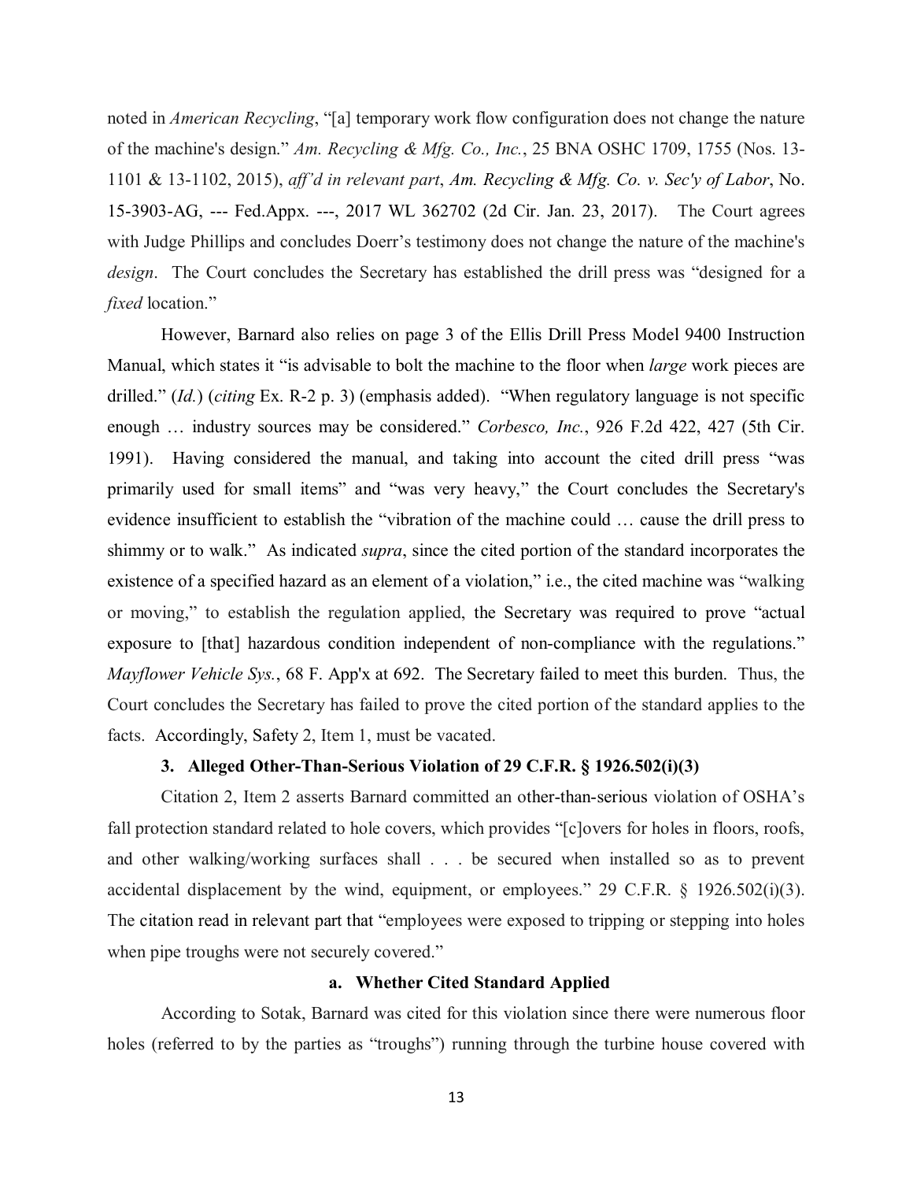noted in *American Recycling*, "[a] temporary work flow configuration does not change the nature of the machine's design." *Am. Recycling & Mfg. Co., Inc.*, 25 BNA OSHC 1709, 1755 (Nos. 13-1101 & 13-1102, 2015), *aff'd in relevant part*, *Am. Recycling & Mfg. Co. v. Sec'y of Labor*, No. 15-3903-AG, --- Fed.Appx. ---, 2017 WL 362702 (2d Cir. Jan. 23, 2017). The Court agrees with Judge Phillips and concludes Doerr's testimony does not change the nature of the machine's *design*. The Court concludes the Secretary has established the drill press was "designed for a *fixed* location."

However, Barnard also relies on page 3 of the Ellis Drill Press Model 9400 Instruction Manual, which states it "is advisable to bolt the machine to the floor when *large* work pieces are drilled." (*Id.*) (*citing* Ex. R-2 p. 3) (emphasis added). "When regulatory language is not specific enough … industry sources may be considered." *Corbesco, Inc.*, 926 F.2d 422, 427 (5th Cir. 1991). Having considered the manual, and taking into account the cited drill press "was primarily used for small items" and "was very heavy," the Court concludes the Secretary's evidence insufficient to establish the "vibration of the machine could … cause the drill press to shimmy or to walk." As indicated *supra*, since the cited portion of the standard incorporates the existence of a specified hazard as an element of a violation," i.e., the cited machine was "walking or moving," to establish the regulation applied, the Secretary was required to prove "actual exposure to [that] hazardous condition independent of non-compliance with the regulations." *Mayflower Vehicle Sys.*, 68 F. App'x at 692. The Secretary failed to meet this burden. Thus, the Court concludes the Secretary has failed to prove the cited portion of the standard applies to the facts. Accordingly, Safety 2, Item 1, must be vacated.

### 3. Alleged Other-Than-Serious Violation of 29 C.F.R. § 1926.502(i)(3)

Citation 2, Item 2 asserts Barnard committed an other-than-serious violation of OSHA's fall protection standard related to hole covers, which provides "[c]overs for holes in floors, roofs, and other walking/working surfaces shall . . . be secured when installed so as to prevent accidental displacement by the wind, equipment, or employees." 29 C.F.R. § 1926.502(i)(3). The citation read in relevant part that "employees were exposed to tripping or stepping into holes when pipe troughs were not securely covered."

#### a. Whether Cited Standard Applied

According to Sotak, Barnard was cited for this violation since there were numerous floor holes (referred to by the parties as "troughs") running through the turbine house covered with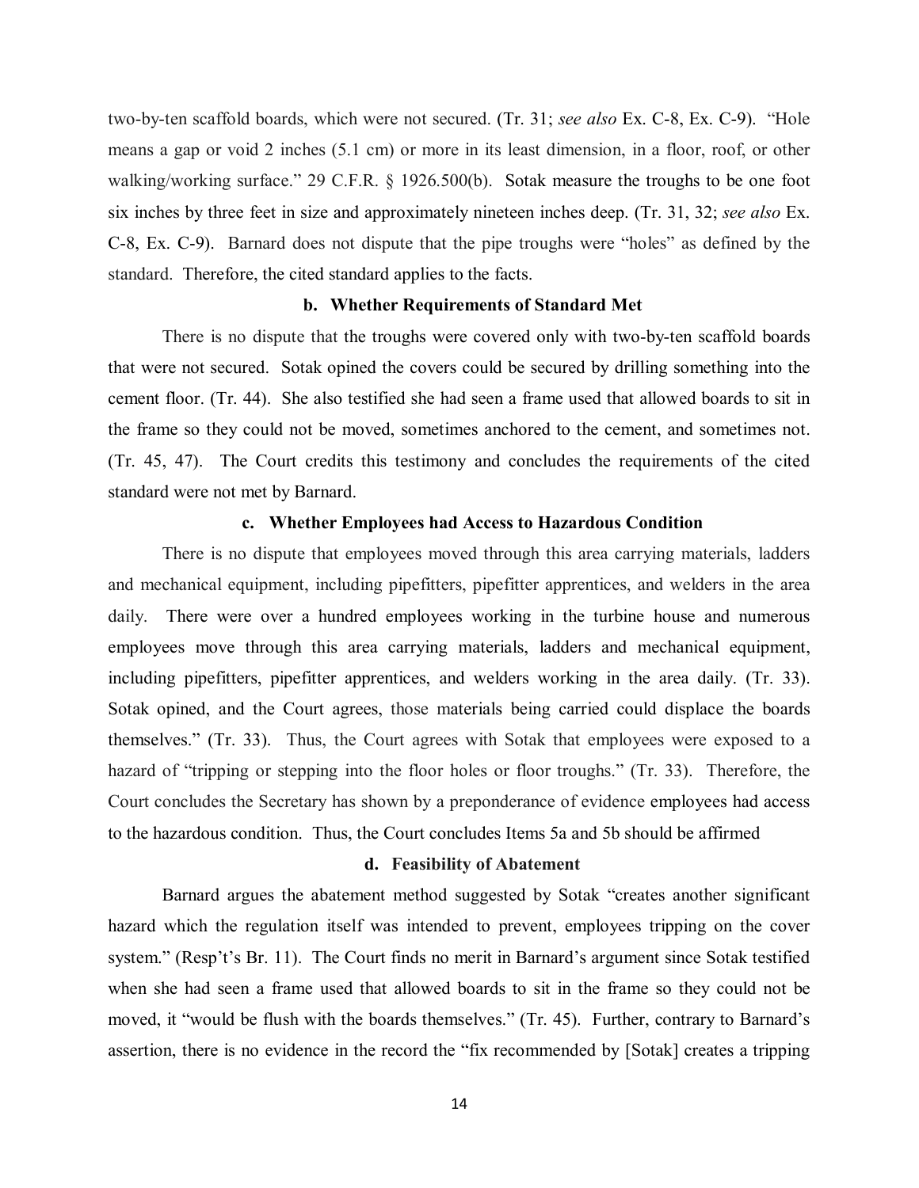two-by-ten scaffold boards, which were not secured. (Tr. 31; *see also* Ex. C-8, Ex. C-9). "Hole means a gap or void 2 inches (5.1 cm) or more in its least dimension, in a floor, roof, or other walking/working surface." 29 C.F.R. § 1926.500(b). Sotak measure the troughs to be one foot six inches by three feet in size and approximately nineteen inches deep. (Tr. 31, 32; *see also* Ex. C-8, Ex. C-9). Barnard does not dispute that the pipe troughs were "holes" as defined by the standard. Therefore, the cited standard applies to the facts.

### b. Whether Requirements of Standard Met

There is no dispute that the troughs were covered only with two-by-ten scaffold boards that were not secured. Sotak opined the covers could be secured by drilling something into the cement floor. (Tr. 44). She also testified she had seen a frame used that allowed boards to sit in the frame so they could not be moved, sometimes anchored to the cement, and sometimes not. (Tr. 45, 47). The Court credits this testimony and concludes the requirements of the cited standard were not met by Barnard.

### c. Whether Employees had Access to Hazardous Condition

There is no dispute that employees moved through this area carrying materials, ladders and mechanical equipment, including pipefitters, pipefitter apprentices, and welders in the area daily. There were over a hundred employees working in the turbine house and numerous employees move through this area carrying materials, ladders and mechanical equipment, including pipefitters, pipefitter apprentices, and welders working in the area daily. (Tr. 33). Sotak opined, and the Court agrees, those materials being carried could displace the boards themselves." (Tr. 33). Thus, the Court agrees with Sotak that employees were exposed to a hazard of "tripping or stepping into the floor holes or floor troughs." (Tr. 33). Therefore, the Court concludes the Secretary has shown by a preponderance of evidence employees had access to the hazardous condition. Thus, the Court concludes Items 5a and 5b should be affirmed

### d. Feasibility of Abatement

Barnard argues the abatement method suggested by Sotak "creates another significant hazard which the regulation itself was intended to prevent, employees tripping on the cover system." (Resp't's Br. 11). The Court finds no merit in Barnard's argument since Sotak testified when she had seen a frame used that allowed boards to sit in the frame so they could not be moved, it "would be flush with the boards themselves." (Tr. 45). Further, contrary to Barnard's assertion, there is no evidence in the record the "fix recommended by [Sotak] creates a tripping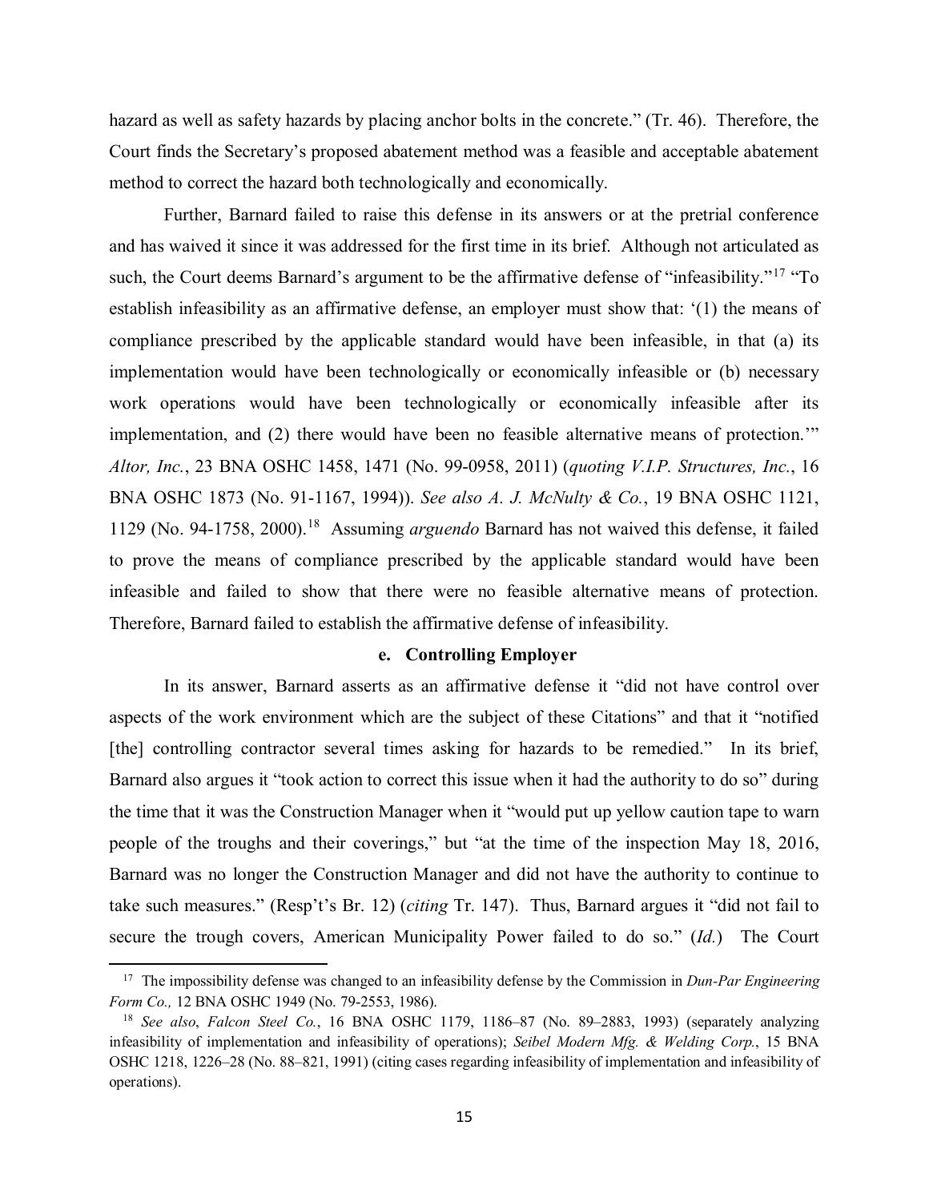hazard as well as safety hazards by placing anchor bolts in the concrete." (Tr. 46). Therefore, the Court finds the Secretary's proposed abatement method was a feasible and acceptable abatement method to correct the hazard both technologically and economically.

Further, Barnard failed to raise this defense in its answers or at the pretrial conference and has waived it since it was addressed for the first time in its brief. Although not articulated as such, the Court deems Barnard's argument to be the affirmative defense of "infeasibility."[17] "To establish infeasibility as an affirmative defense, an employer must show that: '(1) the means of compliance prescribed by the applicable standard would have been infeasible, in that (a) its implementation would have been technologically or economically infeasible or (b) necessary work operations would have been technologically or economically infeasible after its implementation, and (2) there would have been no feasible alternative means of protection.'" *Altor, Inc.*, 23 BNA OSHC 1458, 1471 (No. 99-0958, 2011) (*quoting V.I.P. Structures, Inc.*, 16 BNA OSHC 1873 (No. 91-1167, 1994)). *See also A. J. McNulty & Co.*, 19 BNA OSHC 1121, 1129 (No. 94-1758, 2000).[18] Assuming *arguendo* Barnard has not waived this defense, it failed to prove the means of compliance prescribed by the applicable standard would have been infeasible and failed to show that there were no feasible alternative means of protection. Therefore, Barnard failed to establish the affirmative defense of infeasibility.

#### e. Controlling Employer

In its answer, Barnard asserts as an affirmative defense it "did not have control over aspects of the work environment which are the subject of these Citations" and that it "notified [the] controlling contractor several times asking for hazards to be remedied." In its brief, Barnard also argues it "took action to correct this issue when it had the authority to do so" during the time that it was the Construction Manager when it "would put up yellow caution tape to warn people of the troughs and their coverings," but "at the time of the inspection May 18, 2016, Barnard was no longer the Construction Manager and did not have the authority to continue to take such measures." (Resp't's Br. 12) (*citing* Tr. 147). Thus, Barnard argues it "did not fail to secure the trough covers, American Municipality Power failed to do so." (*Id.*) The Court

---

[17] The impossibility defense was changed to an infeasibility defense by the Commission in *Dun-Par Engineering Form Co.,* 12 BNA OSHC 1949 (No. 79-2553, 1986).

[18] *See also*, *Falcon Steel Co.*, 16 BNA OSHC 1179, 1186–87 (No. 89–2883, 1993) (separately analyzing infeasibility of implementation and infeasibility of operations); *Seibel Modern Mfg. & Welding Corp.*, 15 BNA OSHC 1218, 1226–28 (No. 88–821, 1991) (citing cases regarding infeasibility of implementation and infeasibility of operations).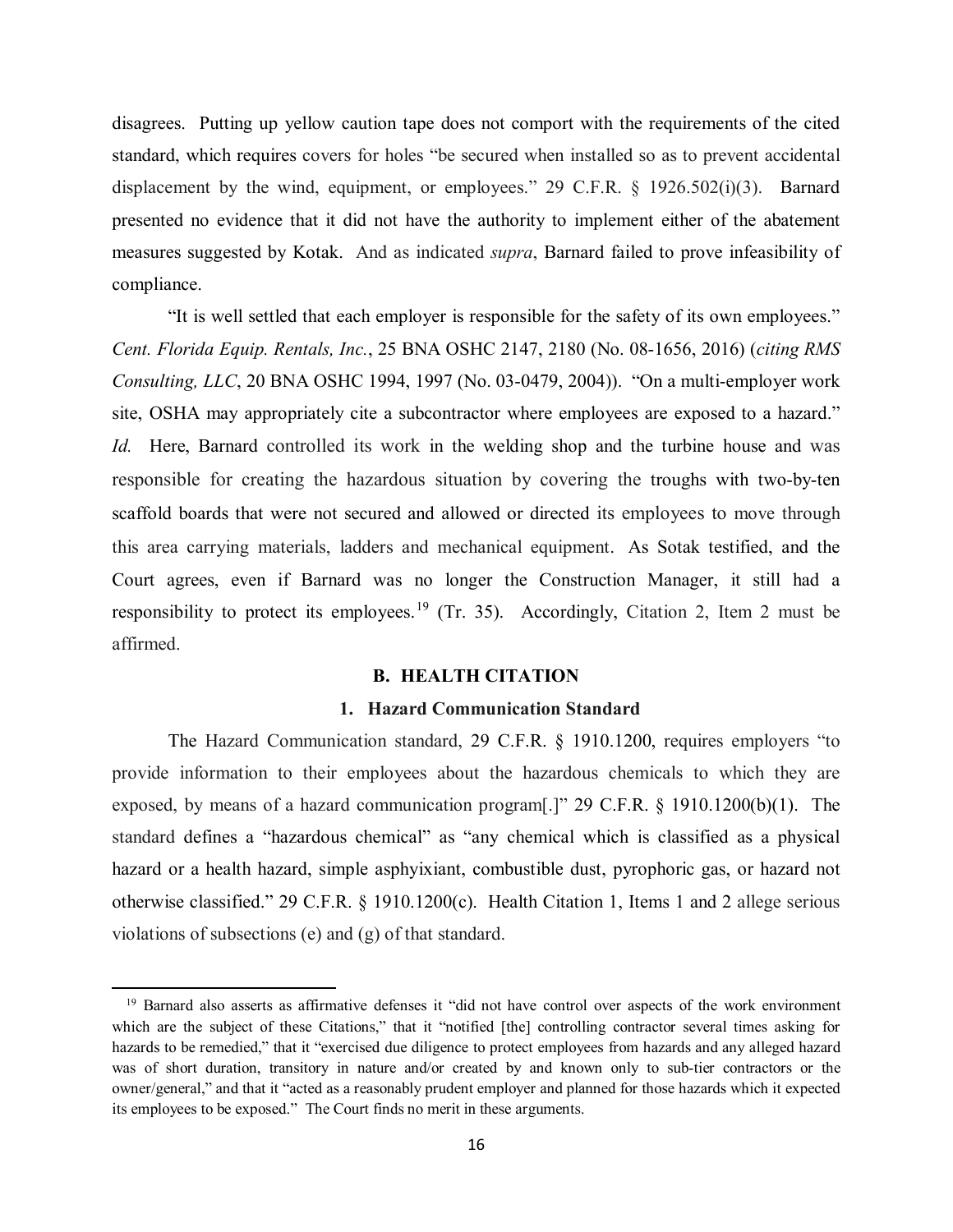disagrees. Putting up yellow caution tape does not comport with the requirements of the cited standard, which requires covers for holes "be secured when installed so as to prevent accidental displacement by the wind, equipment, or employees." 29 C.F.R. § 1926.502(i)(3). Barnard presented no evidence that it did not have the authority to implement either of the abatement measures suggested by Kotak. And as indicated *supra*, Barnard failed to prove infeasibility of compliance.

"It is well settled that each employer is responsible for the safety of its own employees." *Cent. Florida Equip. Rentals, Inc.*, 25 BNA OSHC 2147, 2180 (No. 08-1656, 2016) (*citing RMS Consulting, LLC*, 20 BNA OSHC 1994, 1997 (No. 03-0479, 2004)). "On a multi-employer work site, OSHA may appropriately cite a subcontractor where employees are exposed to a hazard." *Id.* Here, Barnard controlled its work in the welding shop and the turbine house and was responsible for creating the hazardous situation by covering the troughs with two-by-ten scaffold boards that were not secured and allowed or directed its employees to move through this area carrying materials, ladders and mechanical equipment. As Sotak testified, and the Court agrees, even if Barnard was no longer the Construction Manager, it still had a responsibility to protect its employees.[19] (Tr. 35). Accordingly, Citation 2, Item 2 must be affirmed.

### B. HEALTH CITATION

#### 1. Hazard Communication Standard

The Hazard Communication standard, 29 C.F.R. § 1910.1200, requires employers "to provide information to their employees about the hazardous chemicals to which they are exposed, by means of a hazard communication program[.]" 29 C.F.R. § 1910.1200(b)(1). The standard defines a "hazardous chemical" as "any chemical which is classified as a physical hazard or a health hazard, simple asphyixiant, combustible dust, pyrophoric gas, or hazard not otherwise classified." 29 C.F.R. § 1910.1200(c). Health Citation 1, Items 1 and 2 allege serious violations of subsections (e) and (g) of that standard.

---

[19] Barnard also asserts as affirmative defenses it "did not have control over aspects of the work environment which are the subject of these Citations," that it "notified [the] controlling contractor several times asking for hazards to be remedied," that it "exercised due diligence to protect employees from hazards and any alleged hazard was of short duration, transitory in nature and/or created by and known only to sub-tier contractors or the owner/general," and that it "acted as a reasonably prudent employer and planned for those hazards which it expected its employees to be exposed." The Court finds no merit in these arguments.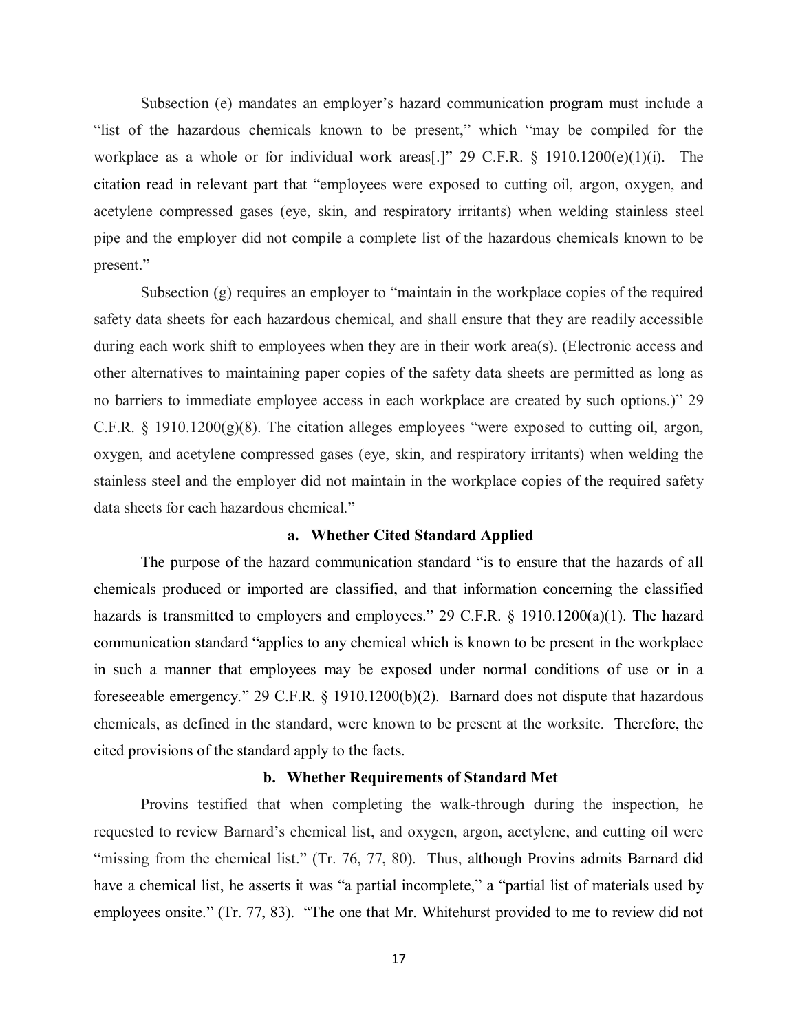Subsection (e) mandates an employer's hazard communication program must include a "list of the hazardous chemicals known to be present," which "may be compiled for the workplace as a whole or for individual work areas[.]" 29 C.F.R. § 1910.1200(e)(1)(i). The citation read in relevant part that "employees were exposed to cutting oil, argon, oxygen, and acetylene compressed gases (eye, skin, and respiratory irritants) when welding stainless steel pipe and the employer did not compile a complete list of the hazardous chemicals known to be present."

Subsection (g) requires an employer to "maintain in the workplace copies of the required safety data sheets for each hazardous chemical, and shall ensure that they are readily accessible during each work shift to employees when they are in their work area(s). (Electronic access and other alternatives to maintaining paper copies of the safety data sheets are permitted as long as no barriers to immediate employee access in each workplace are created by such options.)" 29 C.F.R. § 1910.1200(g)(8). The citation alleges employees "were exposed to cutting oil, argon, oxygen, and acetylene compressed gases (eye, skin, and respiratory irritants) when welding the stainless steel and the employer did not maintain in the workplace copies of the required safety data sheets for each hazardous chemical."

**a. Whether Cited Standard Applied**

The purpose of the hazard communication standard "is to ensure that the hazards of all chemicals produced or imported are classified, and that information concerning the classified hazards is transmitted to employers and employees." 29 C.F.R. § 1910.1200(a)(1). The hazard communication standard "applies to any chemical which is known to be present in the workplace in such a manner that employees may be exposed under normal conditions of use or in a foreseeable emergency." 29 C.F.R. § 1910.1200(b)(2). Barnard does not dispute that hazardous chemicals, as defined in the standard, were known to be present at the worksite. Therefore, the cited provisions of the standard apply to the facts.

**b. Whether Requirements of Standard Met**

Provins testified that when completing the walk-through during the inspection, he requested to review Barnard's chemical list, and oxygen, argon, acetylene, and cutting oil were "missing from the chemical list." (Tr. 76, 77, 80). Thus, although Provins admits Barnard did have a chemical list, he asserts it was "a partial incomplete," a "partial list of materials used by employees onsite." (Tr. 77, 83). "The one that Mr. Whitehurst provided to me to review did not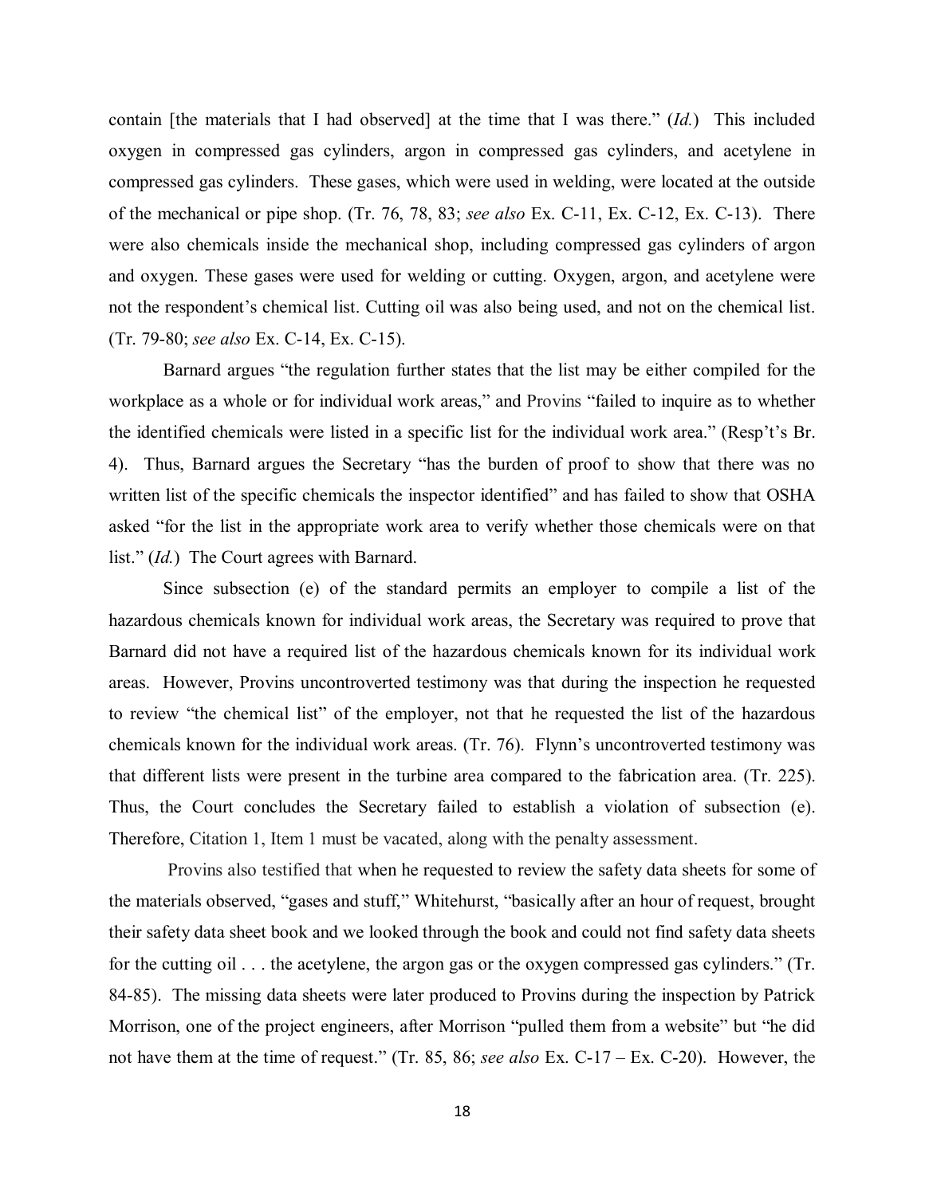contain [the materials that I had observed] at the time that I was there." (*Id.*) This included oxygen in compressed gas cylinders, argon in compressed gas cylinders, and acetylene in compressed gas cylinders. These gases, which were used in welding, were located at the outside of the mechanical or pipe shop. (Tr. 76, 78, 83; *see also* Ex. C-11, Ex. C-12, Ex. C-13). There were also chemicals inside the mechanical shop, including compressed gas cylinders of argon and oxygen. These gases were used for welding or cutting. Oxygen, argon, and acetylene were not the respondent's chemical list. Cutting oil was also being used, and not on the chemical list. (Tr. 79-80; *see also* Ex. C-14, Ex. C-15).

Barnard argues "the regulation further states that the list may be either compiled for the workplace as a whole or for individual work areas," and Provins "failed to inquire as to whether the identified chemicals were listed in a specific list for the individual work area." (Resp't's Br. 4). Thus, Barnard argues the Secretary "has the burden of proof to show that there was no written list of the specific chemicals the inspector identified" and has failed to show that OSHA asked "for the list in the appropriate work area to verify whether those chemicals were on that list." (*Id.*) The Court agrees with Barnard.

Since subsection (e) of the standard permits an employer to compile a list of the hazardous chemicals known for individual work areas, the Secretary was required to prove that Barnard did not have a required list of the hazardous chemicals known for its individual work areas. However, Provins uncontroverted testimony was that during the inspection he requested to review "the chemical list" of the employer, not that he requested the list of the hazardous chemicals known for the individual work areas. (Tr. 76). Flynn's uncontroverted testimony was that different lists were present in the turbine area compared to the fabrication area. (Tr. 225). Thus, the Court concludes the Secretary failed to establish a violation of subsection (e). Therefore, Citation 1, Item 1 must be vacated, along with the penalty assessment.

Provins also testified that when he requested to review the safety data sheets for some of the materials observed, "gases and stuff," Whitehurst, "basically after an hour of request, brought their safety data sheet book and we looked through the book and could not find safety data sheets for the cutting oil . . . the acetylene, the argon gas or the oxygen compressed gas cylinders." (Tr. 84-85). The missing data sheets were later produced to Provins during the inspection by Patrick Morrison, one of the project engineers, after Morrison "pulled them from a website" but "he did not have them at the time of request." (Tr. 85, 86; *see also* Ex. C-17 – Ex. C-20). However, the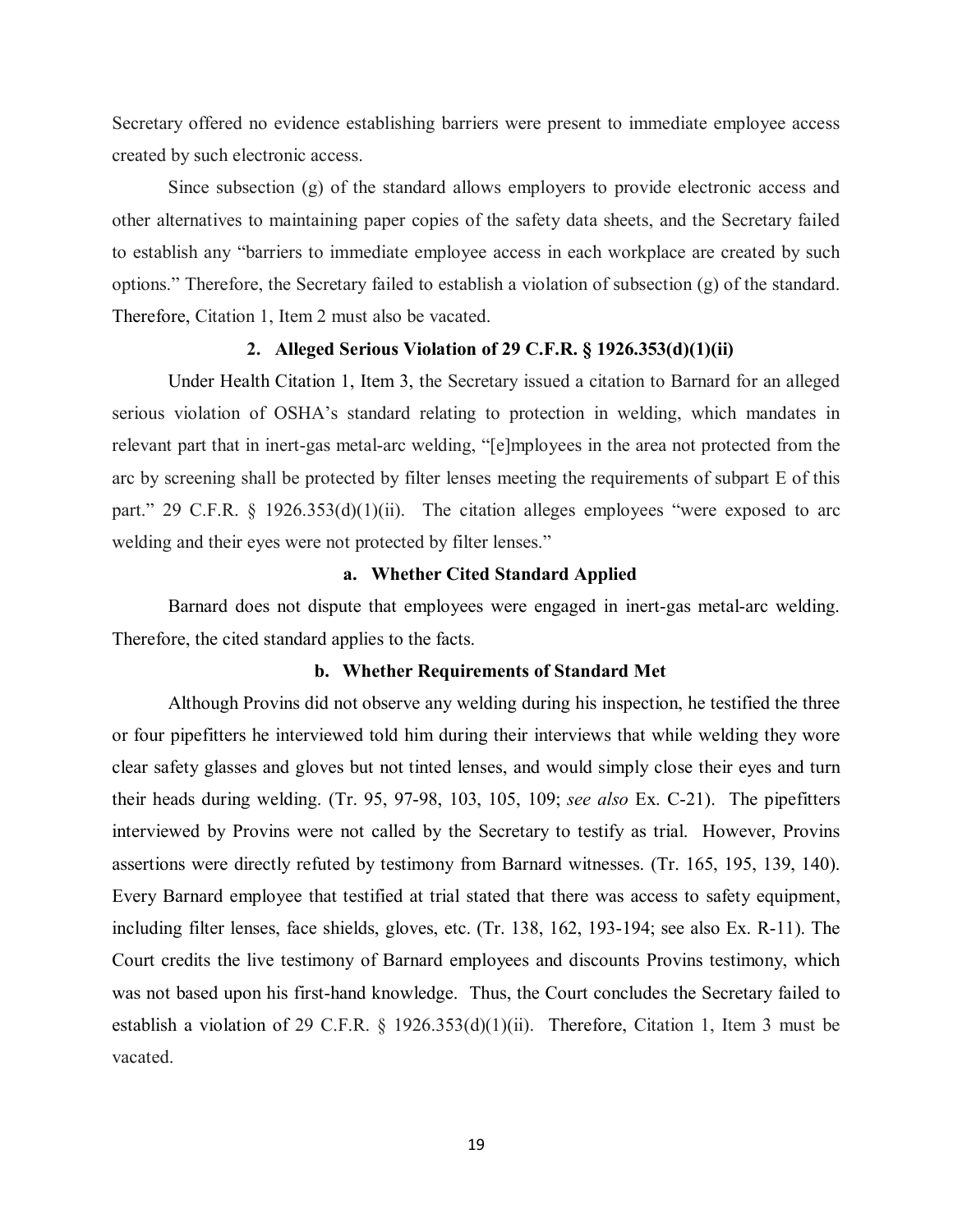Secretary offered no evidence establishing barriers were present to immediate employee access created by such electronic access.

Since subsection (g) of the standard allows employers to provide electronic access and other alternatives to maintaining paper copies of the safety data sheets, and the Secretary failed to establish any "barriers to immediate employee access in each workplace are created by such options." Therefore, the Secretary failed to establish a violation of subsection (g) of the standard. Therefore, Citation 1, Item 2 must also be vacated.

### 2. Alleged Serious Violation of 29 C.F.R. § 1926.353(d)(1)(ii)

Under Health Citation 1, Item 3, the Secretary issued a citation to Barnard for an alleged serious violation of OSHA's standard relating to protection in welding, which mandates in relevant part that in inert-gas metal-arc welding, "[e]mployees in the area not protected from the arc by screening shall be protected by filter lenses meeting the requirements of subpart E of this part." 29 C.F.R. § 1926.353(d)(1)(ii). The citation alleges employees "were exposed to arc welding and their eyes were not protected by filter lenses."

#### a. Whether Cited Standard Applied

Barnard does not dispute that employees were engaged in inert-gas metal-arc welding. Therefore, the cited standard applies to the facts.

#### b. Whether Requirements of Standard Met

Although Provins did not observe any welding during his inspection, he testified the three or four pipefitters he interviewed told him during their interviews that while welding they wore clear safety glasses and gloves but not tinted lenses, and would simply close their eyes and turn their heads during welding. (Tr. 95, 97-98, 103, 105, 109; *see also* Ex. C-21). The pipefitters interviewed by Provins were not called by the Secretary to testify as trial. However, Provins assertions were directly refuted by testimony from Barnard witnesses. (Tr. 165, 195, 139, 140). Every Barnard employee that testified at trial stated that there was access to safety equipment, including filter lenses, face shields, gloves, etc. (Tr. 138, 162, 193-194; see also Ex. R-11). The Court credits the live testimony of Barnard employees and discounts Provins testimony, which was not based upon his first-hand knowledge. Thus, the Court concludes the Secretary failed to establish a violation of 29 C.F.R. § 1926.353(d)(1)(ii). Therefore, Citation 1, Item 3 must be vacated.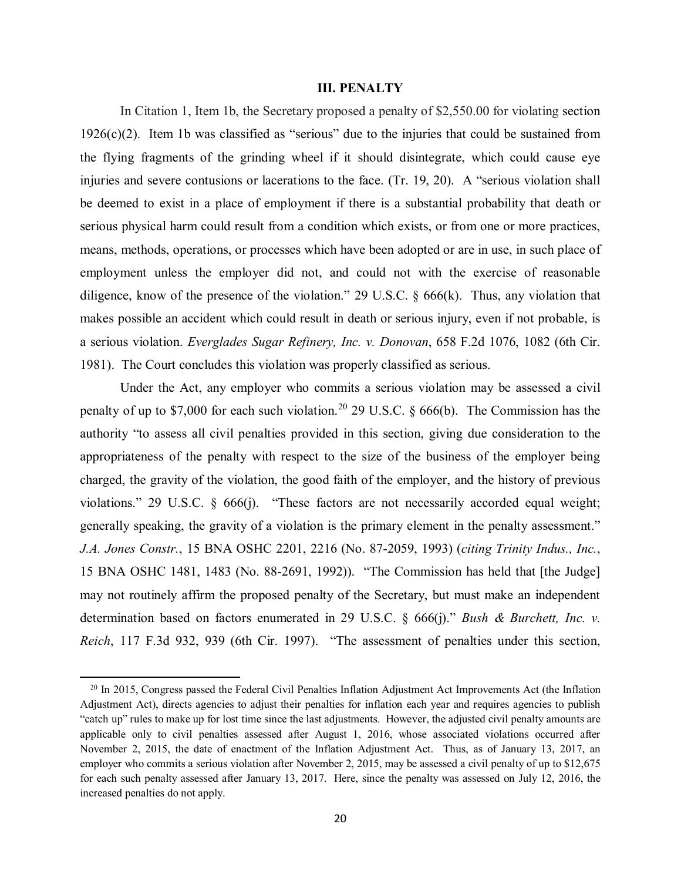## III. PENALTY

In Citation 1, Item 1b, the Secretary proposed a penalty of $2,550.00 for violating section 1926(c)(2). Item 1b was classified as "serious" due to the injuries that could be sustained from the flying fragments of the grinding wheel if it should disintegrate, which could cause eye injuries and severe contusions or lacerations to the face. (Tr. 19, 20). A "serious violation shall be deemed to exist in a place of employment if there is a substantial probability that death or serious physical harm could result from a condition which exists, or from one or more practices, means, methods, operations, or processes which have been adopted or are in use, in such place of employment unless the employer did not, and could not with the exercise of reasonable diligence, know of the presence of the violation." 29 U.S.C. § 666(k). Thus, any violation that makes possible an accident which could result in death or serious injury, even if not probable, is a serious violation. *Everglades Sugar Refinery, Inc. v. Donovan*, 658 F.2d 1076, 1082 (6th Cir. 1981). The Court concludes this violation was properly classified as serious.

Under the Act, any employer who commits a serious violation may be assessed a civil penalty of up to $7,000 for each such violation.[20] 29 U.S.C. § 666(b). The Commission has the authority "to assess all civil penalties provided in this section, giving due consideration to the appropriateness of the penalty with respect to the size of the business of the employer being charged, the gravity of the violation, the good faith of the employer, and the history of previous violations." 29 U.S.C. § 666(j). "These factors are not necessarily accorded equal weight; generally speaking, the gravity of a violation is the primary element in the penalty assessment." *J.A. Jones Constr.*, 15 BNA OSHC 2201, 2216 (No. 87-2059, 1993) (*citing Trinity Indus., Inc.*, 15 BNA OSHC 1481, 1483 (No. 88-2691, 1992)). "The Commission has held that [the Judge] may not routinely affirm the proposed penalty of the Secretary, but must make an independent determination based on factors enumerated in 29 U.S.C. § 666(j)." *Bush & Burchett, Inc. v. Reich*, 117 F.3d 932, 939 (6th Cir. 1997). "The assessment of penalties under this section,

---

[20] In 2015, Congress passed the Federal Civil Penalties Inflation Adjustment Act Improvements Act (the Inflation Adjustment Act), directs agencies to adjust their penalties for inflation each year and requires agencies to publish "catch up" rules to make up for lost time since the last adjustments. However, the adjusted civil penalty amounts are applicable only to civil penalties assessed after August 1, 2016, whose associated violations occurred after November 2, 2015, the date of enactment of the Inflation Adjustment Act. Thus, as of January 13, 2017, an employer who commits a serious violation after November 2, 2015, may be assessed a civil penalty of up to $12,675 for each such penalty assessed after January 13, 2017. Here, since the penalty was assessed on July 12, 2016, the increased penalties do not apply.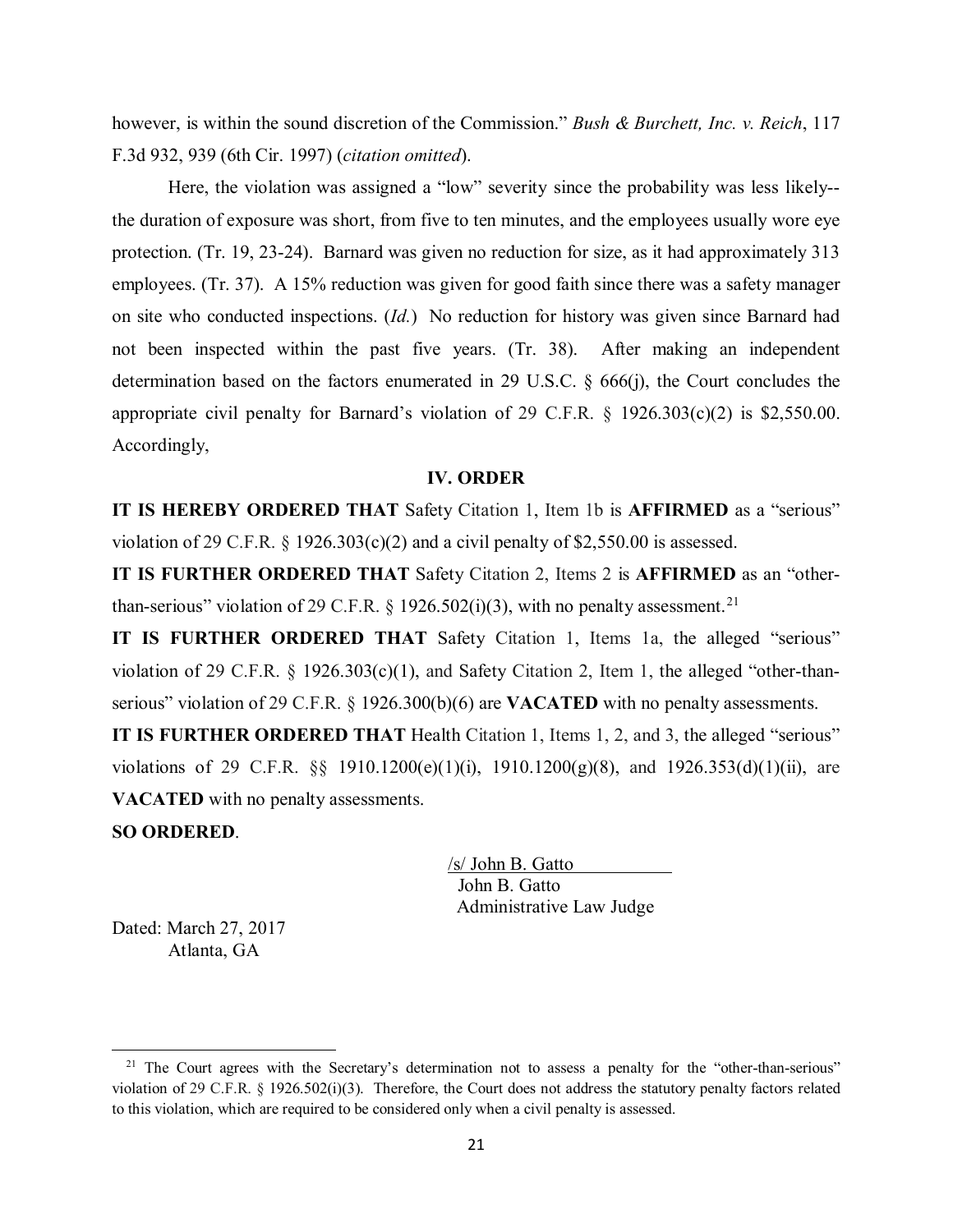however, is within the sound discretion of the Commission." *Bush & Burchett, Inc. v. Reich*, 117 F.3d 932, 939 (6th Cir. 1997) (*citation omitted*).

Here, the violation was assigned a "low" severity since the probability was less likely--the duration of exposure was short, from five to ten minutes, and the employees usually wore eye protection. (Tr. 19, 23-24). Barnard was given no reduction for size, as it had approximately 313 employees. (Tr. 37). A 15% reduction was given for good faith since there was a safety manager on site who conducted inspections. (*Id.*) No reduction for history was given since Barnard had not been inspected within the past five years. (Tr. 38). After making an independent determination based on the factors enumerated in 29 U.S.C. § 666(j), the Court concludes the appropriate civil penalty for Barnard's violation of 29 C.F.R. § 1926.303(c)(2) is $2,550.00. Accordingly,

## IV. ORDER

**IT IS HEREBY ORDERED THAT** Safety Citation 1, Item 1b is **AFFIRMED** as a "serious" violation of 29 C.F.R. § 1926.303(c)(2) and a civil penalty of $2,550.00 is assessed.

**IT IS FURTHER ORDERED THAT** Safety Citation 2, Items 2 is **AFFIRMED** as an "other-than-serious" violation of 29 C.F.R. § 1926.502(i)(3), with no penalty assessment.[21]

**IT IS FURTHER ORDERED THAT** Safety Citation 1, Items 1a, the alleged "serious" violation of 29 C.F.R. § 1926.303(c)(1), and Safety Citation 2, Item 1, the alleged "other-than-serious" violation of 29 C.F.R. § 1926.300(b)(6) are **VACATED** with no penalty assessments.

**IT IS FURTHER ORDERED THAT** Health Citation 1, Items 1, 2, and 3, the alleged "serious" violations of 29 C.F.R. §§ 1910.1200(e)(1)(i), 1910.1200(g)(8), and 1926.353(d)(1)(ii), are **VACATED** with no penalty assessments.

**SO ORDERED**.

/s/ John B. Gatto
John B. Gatto
Administrative Law Judge

Dated: March 27, 2017
Atlanta, GA

[21] The Court agrees with the Secretary's determination not to assess a penalty for the "other-than-serious" violation of 29 C.F.R. § 1926.502(i)(3). Therefore, the Court does not address the statutory penalty factors related to this violation, which are required to be considered only when a civil penalty is assessed.